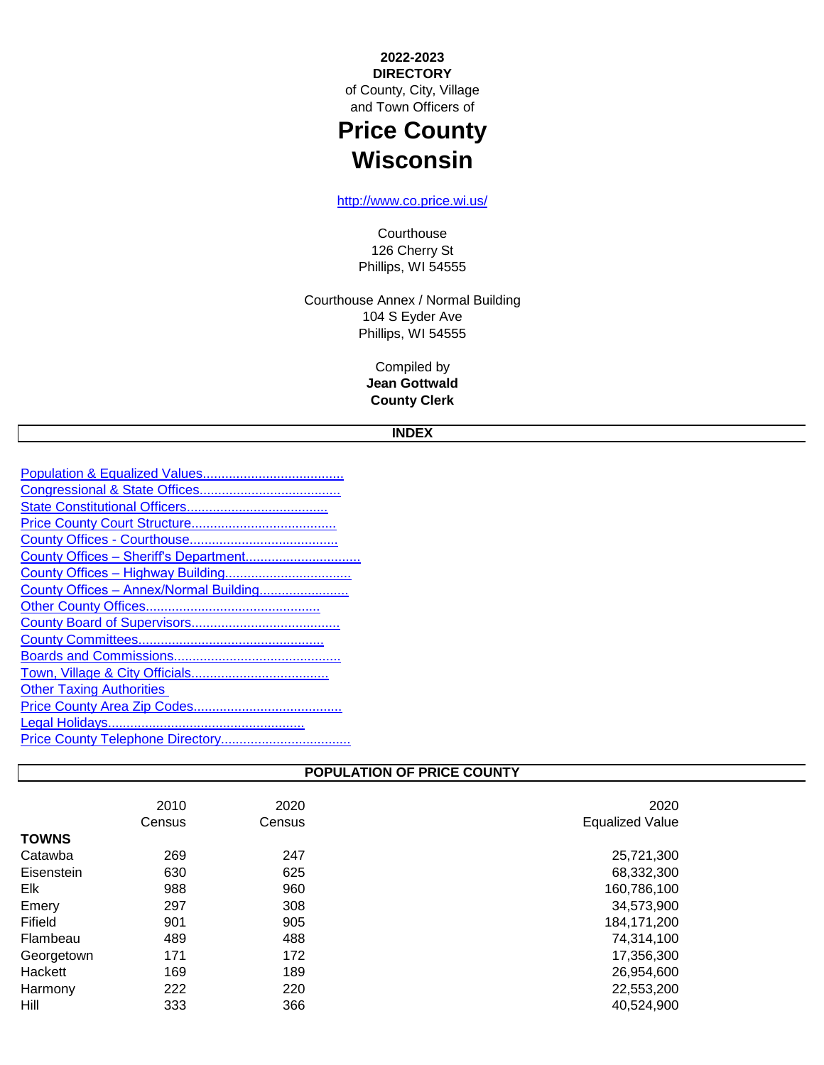**2022-2023**
**DIRECTORY**
of County, City, Village
and Town Officers of

# Price County Wisconsin

http://www.co.price.wi.us/

Courthouse
126 Cherry St
Phillips, WI 54555

Courthouse Annex / Normal Building
104 S Eyder Ave
Phillips, WI 54555

Compiled by
**Jean Gottwald**
**County Clerk**

## INDEX

- Population & Equalized Values......................................
- Congressional & State Offices......................................
- State Constitutional Officers......................................
- Price County Court Structure.......................................
- County Offices - Courthouse........................................
- County Offices – Sheriff's Department..............................
- County Offices – Highway Building..................................
- County Offices – Annex/Normal Building........................
- Other County Offices...............................................
- County Board of Supervisors........................................
- County Committees..................................................
- Boards and Commissions.............................................
- Town, Village & City Officials.....................................
- Other Taxing Authorities
- Price County Area Zip Codes........................................
- Legal Holidays.....................................................
- Price County Telephone Directory...................................

## POPULATION OF PRICE COUNTY

| | 2010 Census | 2020 Census | 2020 Equalized Value |
|---|---|---|---|
| **TOWNS** | | | |
| Catawba | 269 | 247 | 25,721,300 |
| Eisenstein | 630 | 625 | 68,332,300 |
| Elk | 988 | 960 | 160,786,100 |
| Emery | 297 | 308 | 34,573,900 |
| Fifield | 901 | 905 | 184,171,200 |
| Flambeau | 489 | 488 | 74,314,100 |
| Georgetown | 171 | 172 | 17,356,300 |
| Hackett | 169 | 189 | 26,954,600 |
| Harmony | 222 | 220 | 22,553,200 |
| Hill | 333 | 366 | 40,524,900 |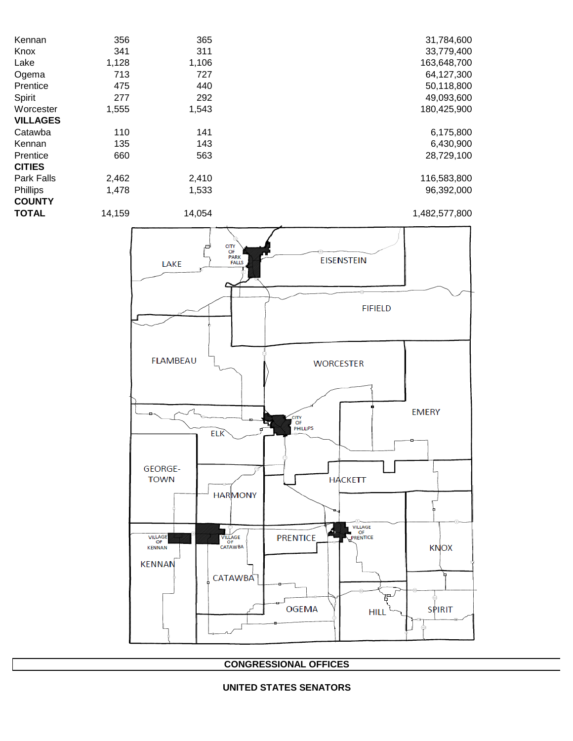| | | | |
|---|---|---|---|
| Kennan | 356 | 365 | 31,784,600 |
| Knox | 341 | 311 | 33,779,400 |
| Lake | 1,128 | 1,106 | 163,648,700 |
| Ogema | 713 | 727 | 64,127,300 |
| Prentice | 475 | 440 | 50,118,800 |
| Spirit | 277 | 292 | 49,093,600 |
| Worcester | 1,555 | 1,543 | 180,425,900 |
| **VILLAGES** | | | |
| Catawba | 110 | 141 | 6,175,800 |
| Kennan | 135 | 143 | 6,430,900 |
| Prentice | 660 | 563 | 28,729,100 |
| **CITIES** | | | |
| Park Falls | 2,462 | 2,410 | 116,583,800 |
| Phillips | 1,478 | 1,533 | 96,392,000 |
| **COUNTY** | | | |
| **TOTAL** | 14,159 | 14,054 | 1,482,577,800 |

LAKE, CITY OF PARK FALLS, EISENSTEIN, FIFIELD, FLAMBEAU, WORCESTER, ELK, CITY OF PHILLIPS, EMERY, GEORGE-TOWN, HARMONY, HACKETT, VILLAGE OF KENNAN, VILLAGE OF CATAWBA, PRENTICE, VILLAGE OF PRENTICE, KNOX, KENNAN, CATAWBA, OGEMA, HILL, SPIRIT

## CONGRESSIONAL OFFICES

### UNITED STATES SENATORS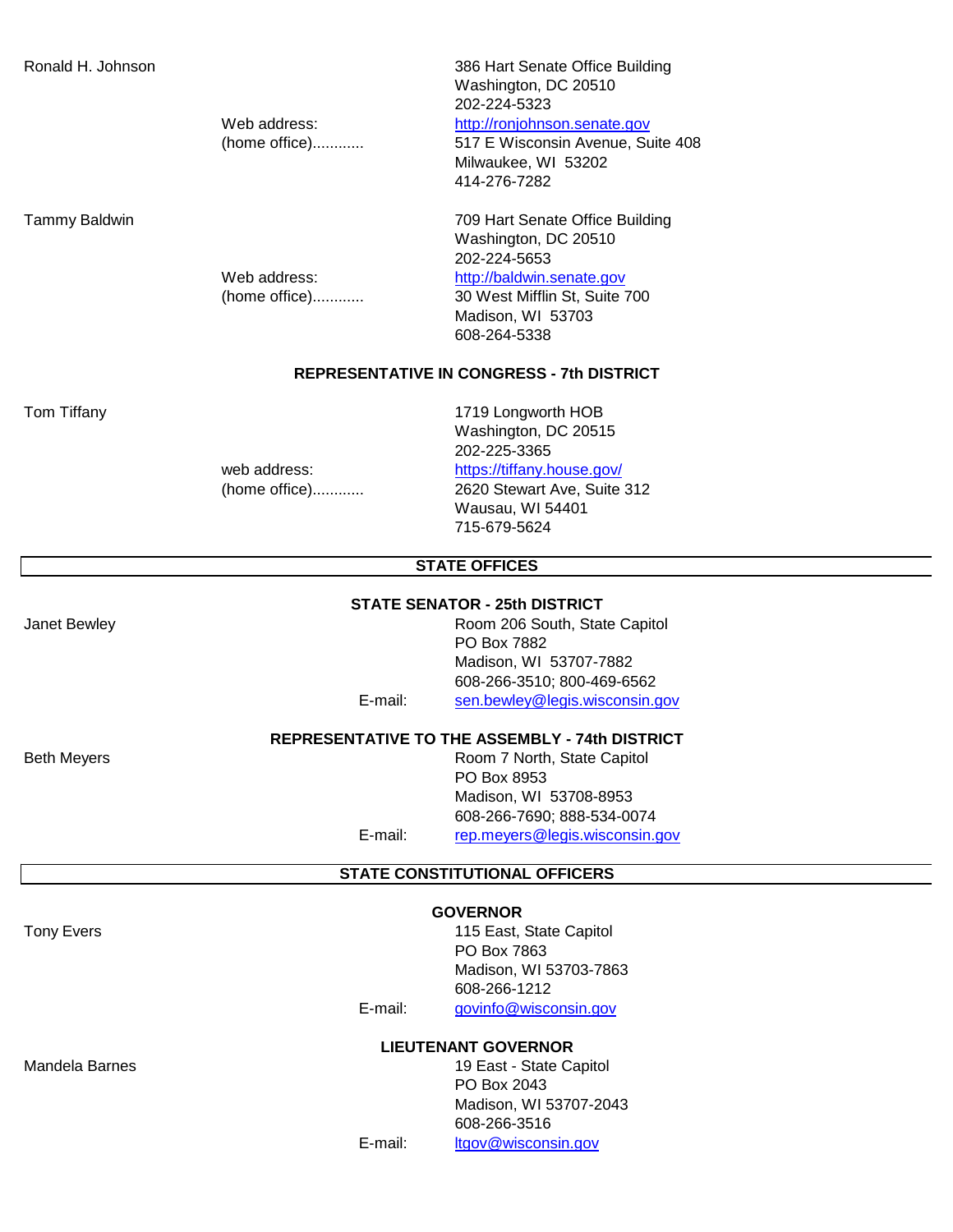Ronald H. Johnson

386 Hart Senate Office Building
Washington, DC 20510
202-224-5323

Web address: http://ronjohnson.senate.gov

(home office)............ 517 E Wisconsin Avenue, Suite 408
Milwaukee, WI 53202
414-276-7282

Tammy Baldwin

709 Hart Senate Office Building
Washington, DC 20510
202-224-5653

Web address: http://baldwin.senate.gov

(home office)............ 30 West Mifflin St, Suite 700
Madison, WI 53703
608-264-5338

### REPRESENTATIVE IN CONGRESS - 7th DISTRICT

Tom Tiffany

1719 Longworth HOB
Washington, DC 20515
202-225-3365

web address: https://tiffany.house.gov/

(home office)............ 2620 Stewart Ave, Suite 312
Wausau, WI 54401
715-679-5624

## STATE OFFICES

### STATE SENATOR - 25th DISTRICT

Janet Bewley

Room 206 South, State Capitol
PO Box 7882
Madison, WI 53707-7882
608-266-3510; 800-469-6562

E-mail: sen.bewley@legis.wisconsin.gov

### REPRESENTATIVE TO THE ASSEMBLY - 74th DISTRICT

Beth Meyers

Room 7 North, State Capitol
PO Box 8953
Madison, WI 53708-8953
608-266-7690; 888-534-0074

E-mail: rep.meyers@legis.wisconsin.gov

## STATE CONSTITUTIONAL OFFICERS

### GOVERNOR

Tony Evers

115 East, State Capitol
PO Box 7863
Madison, WI 53703-7863
608-266-1212

E-mail: govinfo@wisconsin.gov

### LIEUTENANT GOVERNOR

Mandela Barnes

19 East - State Capitol
PO Box 2043
Madison, WI 53707-2043
608-266-3516

E-mail: ltgov@wisconsin.gov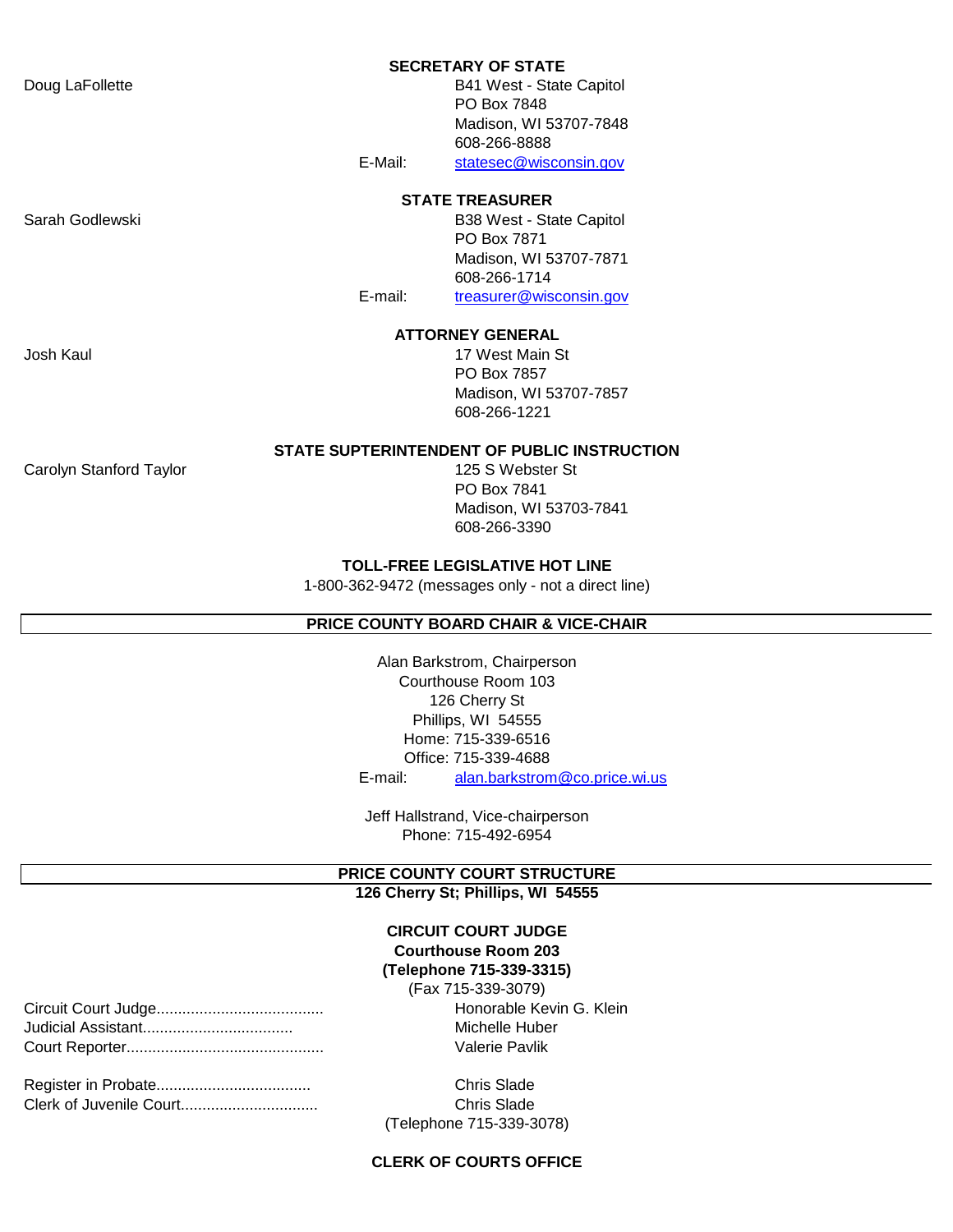### SECRETARY OF STATE

Doug LaFollette
B41 West - State Capitol
PO Box 7848
Madison, WI 53707-7848
608-266-8888
E-Mail: statesec@wisconsin.gov

### STATE TREASURER

Sarah Godlewski
B38 West - State Capitol
PO Box 7871
Madison, WI 53707-7871
608-266-1714
E-mail: treasurer@wisconsin.gov

### ATTORNEY GENERAL

Josh Kaul
17 West Main St
PO Box 7857
Madison, WI 53707-7857
608-266-1221

### STATE SUPTERINTENDENT OF PUBLIC INSTRUCTION

Carolyn Stanford Taylor
125 S Webster St
PO Box 7841
Madison, WI 53703-7841
608-266-3390

### TOLL-FREE LEGISLATIVE HOT LINE

1-800-362-9472 (messages only - not a direct line)

## PRICE COUNTY BOARD CHAIR & VICE-CHAIR

Alan Barkstrom, Chairperson
Courthouse Room 103
126 Cherry St
Phillips, WI 54555
Home: 715-339-6516
Office: 715-339-4688
E-mail: alan.barkstrom@co.price.wi.us

Jeff Hallstrand, Vice-chairperson
Phone: 715-492-6954

## PRICE COUNTY COURT STRUCTURE

**126 Cherry St; Phillips, WI 54555**

### CIRCUIT COURT JUDGE

**Courthouse Room 203**
**(Telephone 715-339-3315)**
(Fax 715-339-3079)

Circuit Court Judge...................................... Honorable Kevin G. Klein
Judicial Assistant.................................. Michelle Huber
Court Reporter............................................. Valerie Pavlik

Register in Probate................................... Chris Slade
Clerk of Juvenile Court................................ Chris Slade
(Telephone 715-339-3078)

### CLERK OF COURTS OFFICE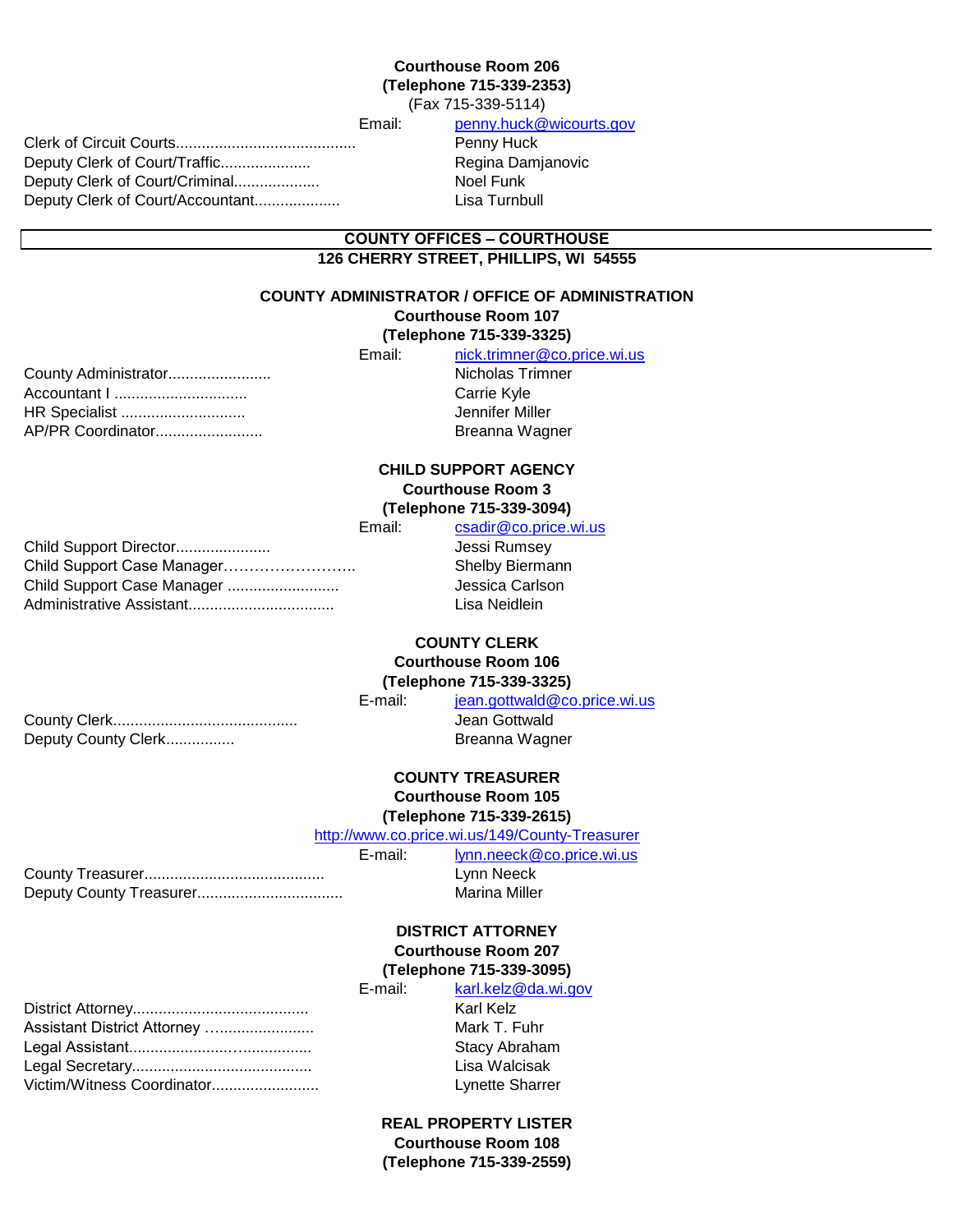**Courthouse Room 206**
**(Telephone 715-339-2353)**
(Fax 715-339-5114)

Email: penny.huck@wicourts.gov

Clerk of Circuit Courts.......................................... Penny Huck
Deputy Clerk of Court/Traffic..................... Regina Damjanovic
Deputy Clerk of Court/Criminal.................... Noel Funk
Deputy Clerk of Court/Accountant.................... Lisa Turnbull

## COUNTY OFFICES – COURTHOUSE
**126 CHERRY STREET, PHILLIPS, WI 54555**

### COUNTY ADMINISTRATOR / OFFICE OF ADMINISTRATION
**Courthouse Room 107**
**(Telephone 715-339-3325)**

Email: nick.trimner@co.price.wi.us

County Administrator........................ Nicholas Trimner
Accountant I ............................... Carrie Kyle
HR Specialist ............................. Jennifer Miller
AP/PR Coordinator......................... Breanna Wagner

### CHILD SUPPORT AGENCY
**Courthouse Room 3**
**(Telephone 715-339-3094)**

Email: csadir@co.price.wi.us

Child Support Director...................... Jessi Rumsey
Child Support Case Manager…………………….. Shelby Biermann
Child Support Case Manager .......................... Jessica Carlson
Administrative Assistant................................. Lisa Neidlein

### COUNTY CLERK
**Courthouse Room 106**
**(Telephone 715-339-3325)**

E-mail: jean.gottwald@co.price.wi.us

County Clerk........................................... Jean Gottwald
Deputy County Clerk................ Breanna Wagner

### COUNTY TREASURER
**Courthouse Room 105**
**(Telephone 715-339-2615)**

http://www.co.price.wi.us/149/County-Treasurer

E-mail: lynn.neeck@co.price.wi.us

County Treasurer.......................................... Lynn Neeck
Deputy County Treasurer................................. Marina Miller

### DISTRICT ATTORNEY
**Courthouse Room 207**
**(Telephone 715-339-3095)**

E-mail: karl.kelz@da.wi.gov

District Attorney......................................... Karl Kelz
Assistant District Attorney …...................... Mark T. Fuhr
Legal Assistant......................................... Stacy Abraham
Legal Secretary.......................................... Lisa Walcisak
Victim/Witness Coordinator......................... Lynette Sharrer

### REAL PROPERTY LISTER
**Courthouse Room 108**
**(Telephone 715-339-2559)**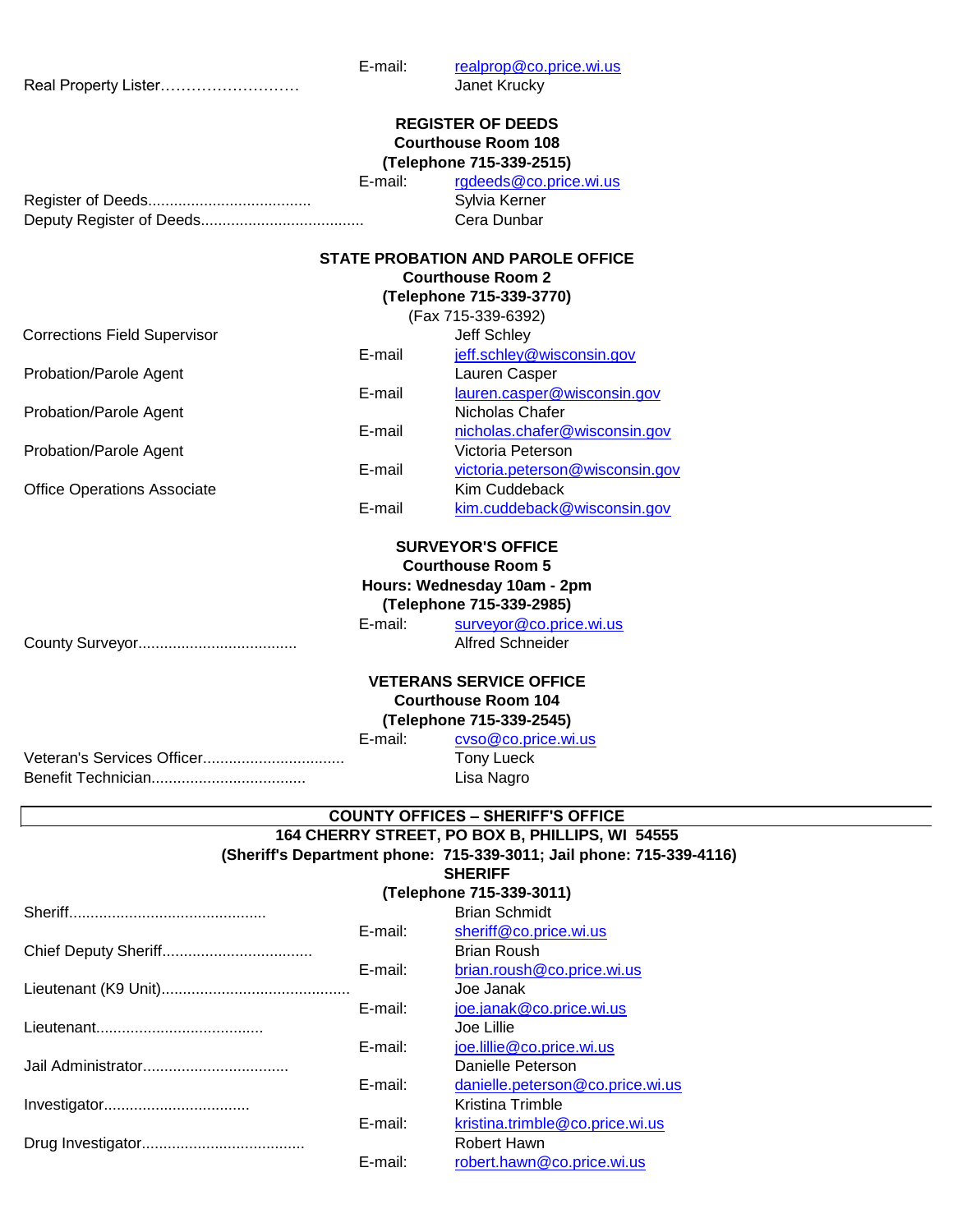E-mail: realprop@co.price.wi.us

Real Property Lister……………………… Janet Krucky

## REGISTER OF DEEDS

**Courthouse Room 108**
**(Telephone 715-339-2515)**

E-mail: rgdeeds@co.price.wi.us

Register of Deeds...................................... Sylvia Kerner
Deputy Register of Deeds...................................... Cera Dunbar

## STATE PROBATION AND PAROLE OFFICE

**Courthouse Room 2**
**(Telephone 715-339-3770)**
(Fax 715-339-6392)

Corrections Field Supervisor — Jeff Schley
E-mail jeff.schley@wisconsin.gov

Probation/Parole Agent — Lauren Casper
E-mail lauren.casper@wisconsin.gov

Probation/Parole Agent — Nicholas Chafer
E-mail nicholas.chafer@wisconsin.gov

Probation/Parole Agent — Victoria Peterson
E-mail victoria.peterson@wisconsin.gov

Office Operations Associate — Kim Cuddeback
E-mail kim.cuddeback@wisconsin.gov

## SURVEYOR'S OFFICE

**Courthouse Room 5**
**Hours: Wednesday 10am - 2pm**
**(Telephone 715-339-2985)**

E-mail: surveyor@co.price.wi.us

County Surveyor..................................... Alfred Schneider

## VETERANS SERVICE OFFICE

**Courthouse Room 104**
**(Telephone 715-339-2545)**

E-mail: cvso@co.price.wi.us

Veteran's Services Officer................................. Tony Lueck
Benefit Technician.................................... Lisa Nagro

## COUNTY OFFICES – SHERIFF'S OFFICE

**164 CHERRY STREET, PO BOX B, PHILLIPS, WI 54555**
**(Sheriff's Department phone: 715-339-3011; Jail phone: 715-339-4116)**

### SHERIFF

**(Telephone 715-339-3011)**

Sheriff.............................................. Brian Schmidt
E-mail: sheriff@co.price.wi.us

Chief Deputy Sheriff................................... Brian Roush
E-mail: brian.roush@co.price.wi.us

Lieutenant (K9 Unit)............................................ Joe Janak
E-mail: joe.janak@co.price.wi.us

Lieutenant....................................... Joe Lillie
E-mail: joe.lillie@co.price.wi.us

Jail Administrator.................................. Danielle Peterson
E-mail: danielle.peterson@co.price.wi.us

Investigator.................................. Kristina Trimble
E-mail: kristina.trimble@co.price.wi.us

Drug Investigator...................................... Robert Hawn
E-mail: robert.hawn@co.price.wi.us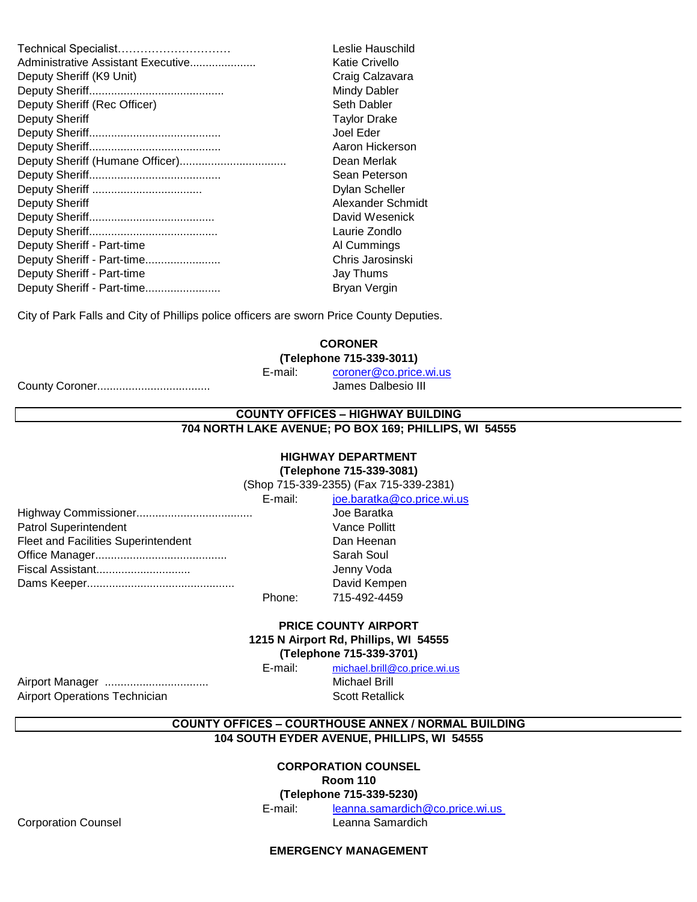Technical Specialist………………………… Leslie Hauschild
Administrative Assistant Executive.................... Katie Crivello
Deputy Sheriff (K9 Unit) Craig Calzavara
Deputy Sheriff.......................................... Mindy Dabler
Deputy Sheriff (Rec Officer) Seth Dabler
Deputy Sheriff Taylor Drake
Deputy Sheriff......................................... Joel Eder
Deputy Sheriff......................................... Aaron Hickerson
Deputy Sheriff (Humane Officer)................................. Dean Merlak
Deputy Sheriff......................................... Sean Peterson
Deputy Sheriff .................................. Dylan Scheller
Deputy Sheriff Alexander Schmidt
Deputy Sheriff....................................... David Wesenick
Deputy Sheriff........................................ Laurie Zondlo
Deputy Sheriff - Part-time Al Cummings
Deputy Sheriff - Part-time....................... Chris Jarosinski
Deputy Sheriff - Part-time Jay Thums
Deputy Sheriff - Part-time....................... Bryan Vergin

City of Park Falls and City of Phillips police officers are sworn Price County Deputies.

**CORONER**
**(Telephone 715-339-3011)**
E-mail: coroner@co.price.wi.us

County Coroner.................................. James Dalbesio III

## COUNTY OFFICES – HIGHWAY BUILDING
**704 NORTH LAKE AVENUE; PO BOX 169; PHILLIPS, WI 54555**

**HIGHWAY DEPARTMENT**
**(Telephone 715-339-3081)**
(Shop 715-339-2355) (Fax 715-339-2381)
E-mail: joe.baratka@co.price.wi.us

Highway Commissioner.................................... Joe Baratka
Patrol Superintendent Vance Pollitt
Fleet and Facilities Superintendent Dan Heenan
Office Manager......................................... Sarah Soul
Fiscal Assistant............................. Jenny Voda
Dams Keeper.............................................. David Kempen
Phone: 715-492-4459

**PRICE COUNTY AIRPORT**
**1215 N Airport Rd, Phillips, WI 54555**
**(Telephone 715-339-3701)**
E-mail: michael.brill@co.price.wi.us

Airport Manager ................................ Michael Brill
Airport Operations Technician Scott Retallick

## COUNTY OFFICES – COURTHOUSE ANNEX / NORMAL BUILDING
**104 SOUTH EYDER AVENUE, PHILLIPS, WI 54555**

**CORPORATION COUNSEL**
**Room 110**
**(Telephone 715-339-5230)**
E-mail: leanna.samardich@co.price.wi.us

Corporation Counsel Leanna Samardich

**EMERGENCY MANAGEMENT**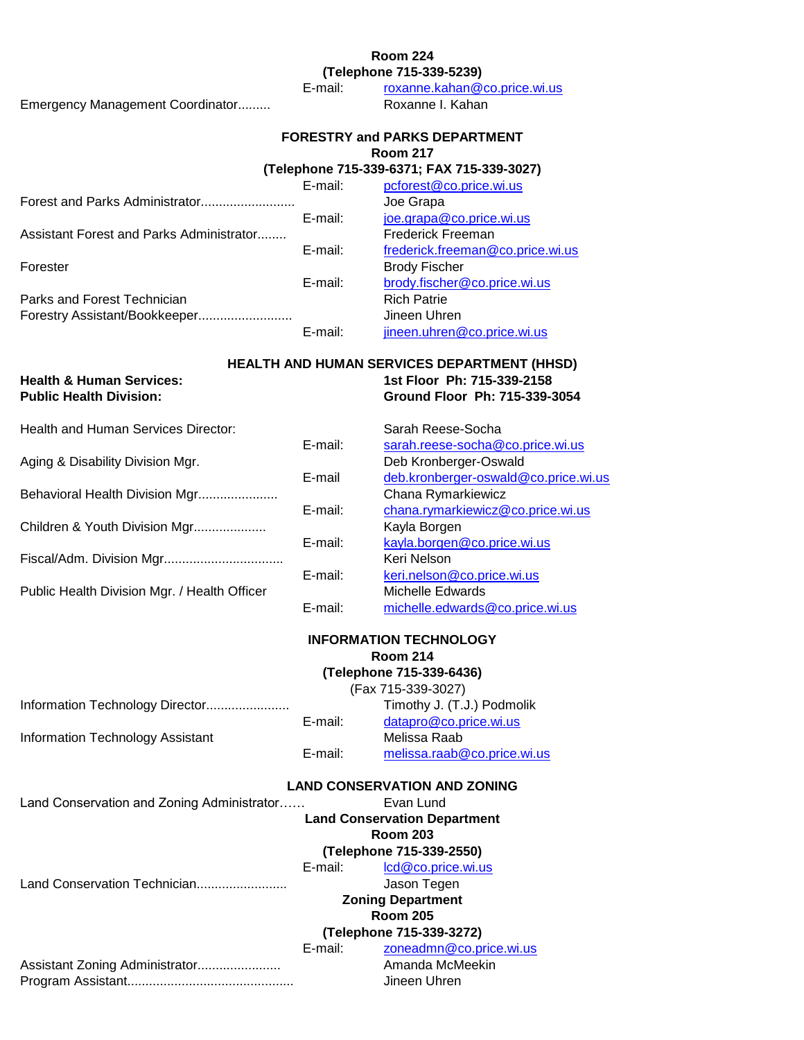**Room 224**
**(Telephone 715-339-5239)**

E-mail: roxanne.kahan@co.price.wi.us

Emergency Management Coordinator......... Roxanne I. Kahan

## FORESTRY and PARKS DEPARTMENT

**Room 217**
**(Telephone 715-339-6371; FAX 715-339-3027)**

E-mail: pcforest@co.price.wi.us

Forest and Parks Administrator.......................... Joe Grapa
E-mail: joe.grapa@co.price.wi.us

Assistant Forest and Parks Administrator........ Frederick Freeman
E-mail: frederick.freeman@co.price.wi.us

Forester Brody Fischer
E-mail: brody.fischer@co.price.wi.us

Parks and Forest Technician Rich Patrie

Forestry Assistant/Bookkeeper......................... Jineen Uhren
E-mail: jineen.uhren@co.price.wi.us

## HEALTH AND HUMAN SERVICES DEPARTMENT (HHSD)

**Health & Human Services:** **1st Floor Ph: 715-339-2158**
**Public Health Division:** **Ground Floor Ph: 715-339-3054**

Health and Human Services Director: Sarah Reese-Socha
E-mail: sarah.reese-socha@co.price.wi.us

Aging & Disability Division Mgr. Deb Kronberger-Oswald
E-mail deb.kronberger-oswald@co.price.wi.us

Behavioral Health Division Mgr...................... Chana Rymarkiewicz
E-mail: chana.rymarkiewicz@co.price.wi.us

Children & Youth Division Mgr.................... Kayla Borgen
E-mail: kayla.borgen@co.price.wi.us

Fiscal/Adm. Division Mgr................................. Keri Nelson
E-mail: keri.nelson@co.price.wi.us

Public Health Division Mgr. / Health Officer Michelle Edwards
E-mail: michelle.edwards@co.price.wi.us

## INFORMATION TECHNOLOGY

**Room 214**
**(Telephone 715-339-6436)**
(Fax 715-339-3027)

Information Technology Director....................... Timothy J. (T.J.) Podmolik
E-mail: datapro@co.price.wi.us

Information Technology Assistant Melissa Raab
E-mail: melissa.raab@co.price.wi.us

## LAND CONSERVATION AND ZONING

Land Conservation and Zoning Administrator…… Evan Lund

**Land Conservation Department**
**Room 203**
**(Telephone 715-339-2550)**

E-mail: lcd@co.price.wi.us

Land Conservation Technician......................... Jason Tegen

**Zoning Department**
**Room 205**
**(Telephone 715-339-3272)**

E-mail: zoneadmn@co.price.wi.us

Assistant Zoning Administrator....................... Amanda McMeekin

Program Assistant............................................. Jineen Uhren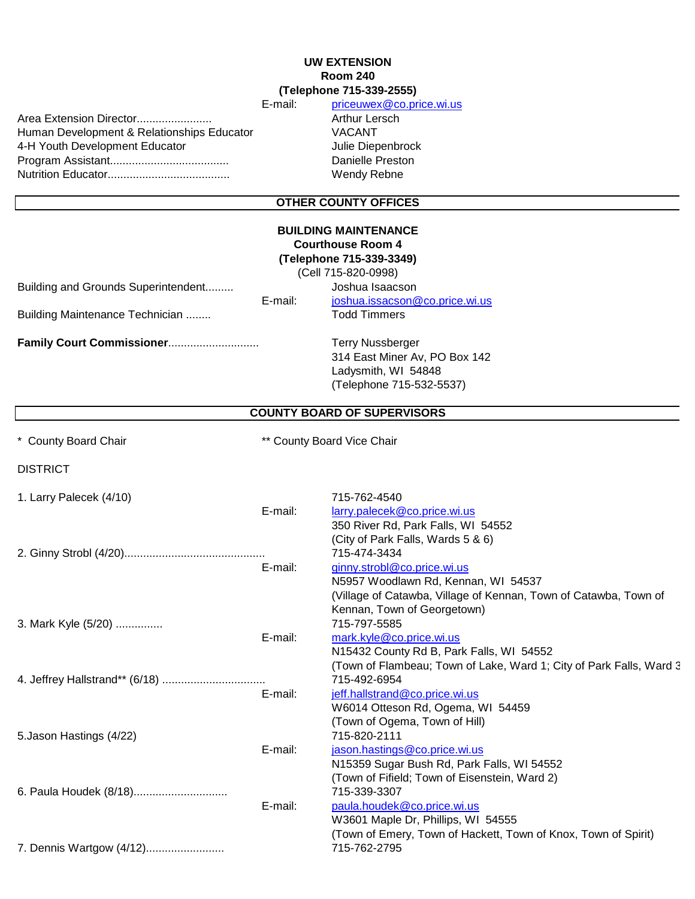**UW EXTENSION**
**Room 240**
**(Telephone 715-339-2555)**

E-mail: priceuwex@co.price.wi.us

Area Extension Director........................ Arthur Lersch
Human Development & Relationships Educator VACANT
4-H Youth Development Educator Julie Diepenbrock
Program Assistant...................................... Danielle Preston
Nutrition Educator....................................... Wendy Rebne

## OTHER COUNTY OFFICES

**BUILDING MAINTENANCE**
**Courthouse Room 4**
**(Telephone 715-339-3349)**
(Cell 715-820-0998)

Building and Grounds Superintendent......... Joshua Isaacson
E-mail: joshua.issacson@co.price.wi.us
Building Maintenance Technician ........ Todd Timmers

**Family Court Commissioner**............................ Terry Nussberger
314 East Miner Av, PO Box 142
Ladysmith, WI 54848
(Telephone 715-532-5537)

## COUNTY BOARD OF SUPERVISORS

* County Board Chair ** County Board Vice Chair

DISTRICT

1. Larry Palecek (4/10) 715-762-4540
E-mail: larry.palecek@co.price.wi.us
350 River Rd, Park Falls, WI 54552
(City of Park Falls, Wards 5 & 6)

2. Ginny Strobl (4/20)............................................ 715-474-3434
E-mail: ginny.strobl@co.price.wi.us
N5957 Woodlawn Rd, Kennan, WI 54537
(Village of Catawba, Village of Kennan, Town of Catawba, Town of Kennan, Town of Georgetown)

3. Mark Kyle (5/20) ............... 715-797-5585
E-mail: mark.kyle@co.price.wi.us
N15432 County Rd B, Park Falls, WI 54552
(Town of Flambeau; Town of Lake, Ward 1; City of Park Falls, Ward 3

4. Jeffrey Hallstrand** (6/18) ................................ 715-492-6954
E-mail: jeff.hallstrand@co.price.wi.us
W6014 Otteson Rd, Ogema, WI 54459
(Town of Ogema, Town of Hill)

5.Jason Hastings (4/22) 715-820-2111
E-mail: jason.hastings@co.price.wi.us
N15359 Sugar Bush Rd, Park Falls, WI 54552
(Town of Fifield; Town of Eisenstein, Ward 2)

6. Paula Houdek (8/18).............................. 715-339-3307
E-mail: paula.houdek@co.price.wi.us
W3601 Maple Dr, Phillips, WI 54555
(Town of Emery, Town of Hackett, Town of Knox, Town of Spirit)

7. Dennis Wartgow (4/12)......................... 715-762-2795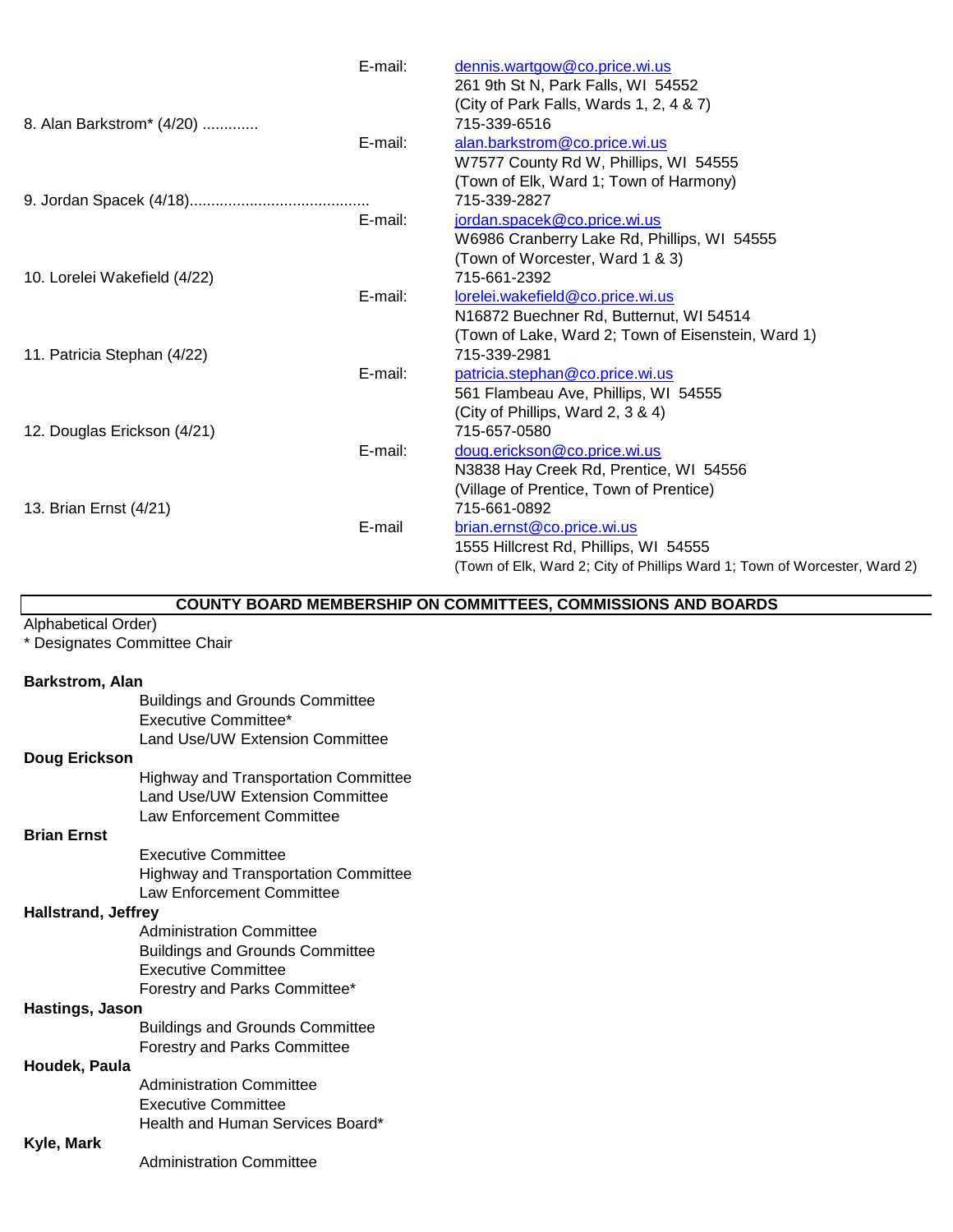E-mail: dennis.wartgow@co.price.wi.us
261 9th St N, Park Falls, WI 54552
(City of Park Falls, Wards 1, 2, 4 & 7)

8. Alan Barkstrom* (4/20) ............ 715-339-6516
E-mail: alan.barkstrom@co.price.wi.us
W7577 County Rd W, Phillips, WI 54555
(Town of Elk, Ward 1; Town of Harmony)

9. Jordan Spacek (4/18).......................................... 715-339-2827
E-mail: jordan.spacek@co.price.wi.us
W6986 Cranberry Lake Rd, Phillips, WI 54555
(Town of Worcester, Ward 1 & 3)

10. Lorelei Wakefield (4/22) 715-661-2392
E-mail: lorelei.wakefield@co.price.wi.us
N16872 Buechner Rd, Butternut, WI 54514
(Town of Lake, Ward 2; Town of Eisenstein, Ward 1)

11. Patricia Stephan (4/22) 715-339-2981
E-mail: patricia.stephan@co.price.wi.us
561 Flambeau Ave, Phillips, WI 54555
(City of Phillips, Ward 2, 3 & 4)

12. Douglas Erickson (4/21) 715-657-0580
E-mail: doug.erickson@co.price.wi.us
N3838 Hay Creek Rd, Prentice, WI 54556
(Village of Prentice, Town of Prentice)

13. Brian Ernst (4/21) 715-661-0892
E-mail brian.ernst@co.price.wi.us
1555 Hillcrest Rd, Phillips, WI 54555
(Town of Elk, Ward 2; City of Phillips Ward 1; Town of Worcester, Ward 2)

## COUNTY BOARD MEMBERSHIP ON COMMITTEES, COMMISSIONS AND BOARDS

Alphabetical Order)
* Designates Committee Chair

**Barkstrom, Alan**
- Buildings and Grounds Committee
- Executive Committee*
- Land Use/UW Extension Committee

**Doug Erickson**
- Highway and Transportation Committee
- Land Use/UW Extension Committee
- Law Enforcement Committee

**Brian Ernst**
- Executive Committee
- Highway and Transportation Committee
- Law Enforcement Committee

**Hallstrand, Jeffrey**
- Administration Committee
- Buildings and Grounds Committee
- Executive Committee
- Forestry and Parks Committee*

**Hastings, Jason**
- Buildings and Grounds Committee
- Forestry and Parks Committee

**Houdek, Paula**
- Administration Committee
- Executive Committee
- Health and Human Services Board*

**Kyle, Mark**
- Administration Committee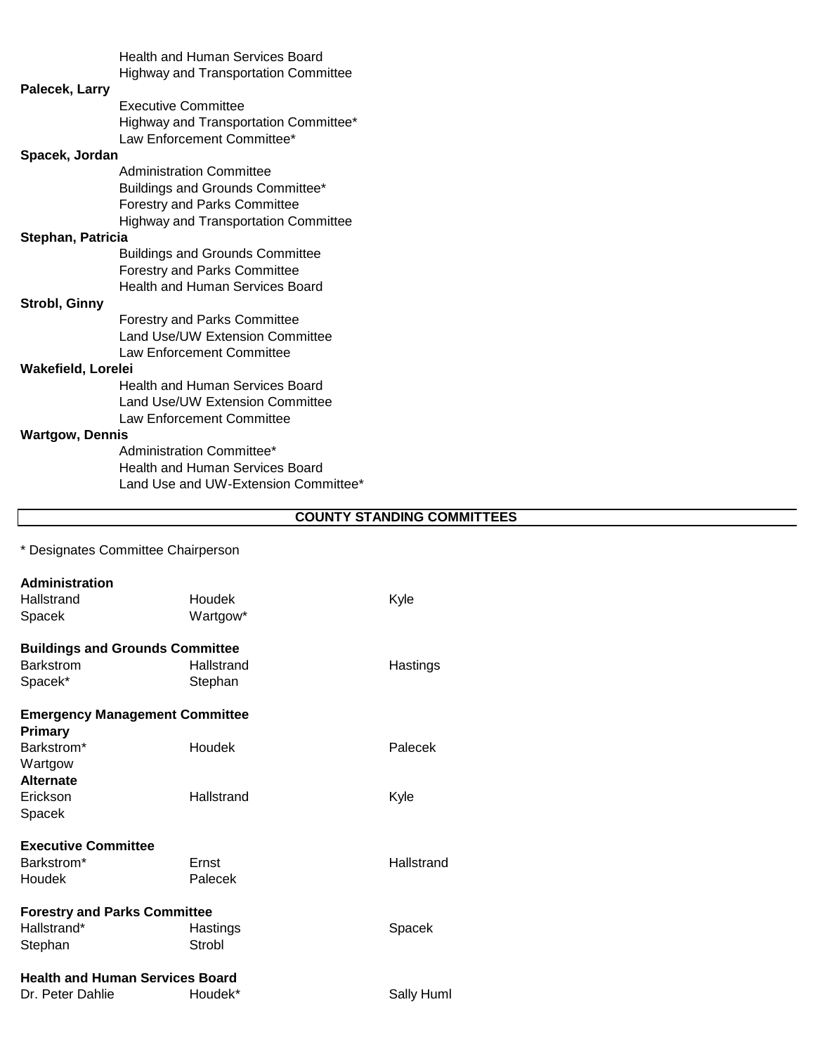Health and Human Services Board
Highway and Transportation Committee

**Palecek, Larry**
Executive Committee
Highway and Transportation Committee*
Law Enforcement Committee*

**Spacek, Jordan**
Administration Committee
Buildings and Grounds Committee*
Forestry and Parks Committee
Highway and Transportation Committee

**Stephan, Patricia**
Buildings and Grounds Committee
Forestry and Parks Committee
Health and Human Services Board

**Strobl, Ginny**
Forestry and Parks Committee
Land Use/UW Extension Committee
Law Enforcement Committee

**Wakefield, Lorelei**
Health and Human Services Board
Land Use/UW Extension Committee
Law Enforcement Committee

**Wartgow, Dennis**
Administration Committee*
Health and Human Services Board
Land Use and UW-Extension Committee*

## COUNTY STANDING COMMITTEES

* Designates Committee Chairperson

**Administration**

| | | |
|---|---|---|
| Hallstrand | Houdek | Kyle |
| Spacek | Wartgow* | |

**Buildings and Grounds Committee**

| | | |
|---|---|---|
| Barkstrom | Hallstrand | Hastings |
| Spacek* | Stephan | |

**Emergency Management Committee**

**Primary**

| | | |
|---|---|---|
| Barkstrom* | Houdek | Palecek |
| Wartgow | | |

**Alternate**

| | | |
|---|---|---|
| Erickson | Hallstrand | Kyle |
| Spacek | | |

**Executive Committee**

| | | |
|---|---|---|
| Barkstrom* | Ernst | Hallstrand |
| Houdek | Palecek | |

**Forestry and Parks Committee**

| | | |
|---|---|---|
| Hallstrand* | Hastings | Spacek |
| Stephan | Strobl | |

**Health and Human Services Board**

| | | |
|---|---|---|
| Dr. Peter Dahlie | Houdek* | Sally Huml |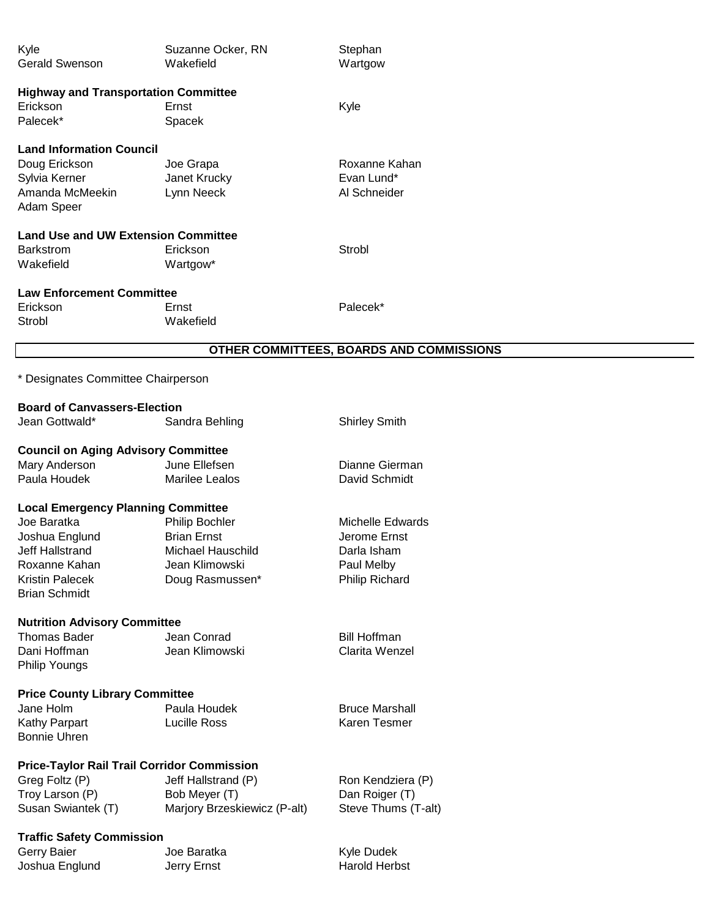Kyle
Gerald Swenson
Suzanne Ocker, RN
Wakefield
Stephan
Wartgow

**Highway and Transportation Committee**

Erickson
Palecek*
Ernst
Spacek
Kyle

**Land Information Council**

Doug Erickson
Sylvia Kerner
Amanda McMeekin
Adam Speer
Joe Grapa
Janet Krucky
Lynn Neeck
Roxanne Kahan
Evan Lund*
Al Schneider

**Land Use and UW Extension Committee**

Barkstrom
Wakefield
Erickson
Wartgow*
Strobl

**Law Enforcement Committee**

Erickson
Strobl
Ernst
Wakefield
Palecek*

## OTHER COMMITTEES, BOARDS AND COMMISSIONS

* Designates Committee Chairperson

**Board of Canvassers-Election**

Jean Gottwald*
Sandra Behling
Shirley Smith

**Council on Aging Advisory Committee**

Mary Anderson
Paula Houdek
June Ellefsen
Marilee Lealos
Dianne Gierman
David Schmidt

**Local Emergency Planning Committee**

Joe Baratka
Joshua Englund
Jeff Hallstrand
Roxanne Kahan
Kristin Palecek
Brian Schmidt
Philip Bochler
Brian Ernst
Michael Hauschild
Jean Klimowski
Doug Rasmussen*
Michelle Edwards
Jerome Ernst
Darla Isham
Paul Melby
Philip Richard

**Nutrition Advisory Committee**

Thomas Bader
Dani Hoffman
Philip Youngs
Jean Conrad
Jean Klimowski
Bill Hoffman
Clarita Wenzel

**Price County Library Committee**

Jane Holm
Kathy Parpart
Bonnie Uhren
Paula Houdek
Lucille Ross
Bruce Marshall
Karen Tesmer

**Price-Taylor Rail Trail Corridor Commission**

Greg Foltz (P)
Troy Larson (P)
Susan Swiantek (T)
Jeff Hallstrand (P)
Bob Meyer (T)
Marjory Brzeskiewicz (P-alt)
Ron Kendziera (P)
Dan Roiger (T)
Steve Thums (T-alt)

**Traffic Safety Commission**

Gerry Baier
Joshua Englund
Joe Baratka
Jerry Ernst
Kyle Dudek
Harold Herbst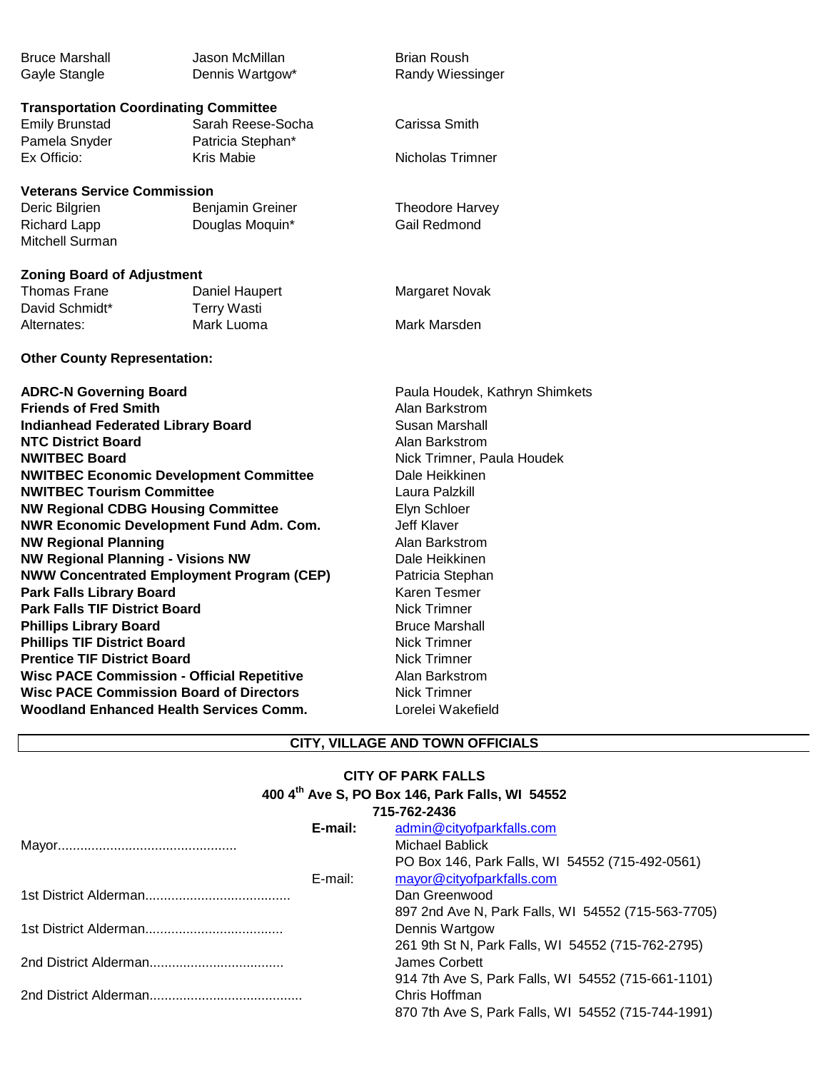| | | |
|---|---|---|
| Bruce Marshall | Jason McMillan | Brian Roush |
| Gayle Stangle | Dennis Wartgow* | Randy Wiessinger |

**Transportation Coordinating Committee**

| | | |
|---|---|---|
| Emily Brunstad | Sarah Reese-Socha | Carissa Smith |
| Pamela Snyder | Patricia Stephan* | |
| Ex Officio: | Kris Mabie | Nicholas Trimner |

**Veterans Service Commission**

| | | |
|---|---|---|
| Deric Bilgrien | Benjamin Greiner | Theodore Harvey |
| Richard Lapp | Douglas Moquin* | Gail Redmond |
| Mitchell Surman | | |

**Zoning Board of Adjustment**

| | | |
|---|---|---|
| Thomas Frane | Daniel Haupert | Margaret Novak |
| David Schmidt* | Terry Wasti | |
| Alternates: | Mark Luoma | Mark Marsden |

**Other County Representation:**

| | |
|---|---|
| **ADRC-N Governing Board** | Paula Houdek, Kathryn Shimkets |
| **Friends of Fred Smith** | Alan Barkstrom |
| **Indianhead Federated Library Board** | Susan Marshall |
| **NTC District Board** | Alan Barkstrom |
| **NWITBEC Board** | Nick Trimner, Paula Houdek |
| **NWITBEC Economic Development Committee** | Dale Heikkinen |
| **NWITBEC Tourism Committee** | Laura Palzkill |
| **NW Regional CDBG Housing Committee** | Elyn Schloer |
| **NWR Economic Development Fund Adm. Com.** | Jeff Klaver |
| **NW Regional Planning** | Alan Barkstrom |
| **NW Regional Planning - Visions NW** | Dale Heikkinen |
| **NWW Concentrated Employment Program (CEP)** | Patricia Stephan |
| **Park Falls Library Board** | Karen Tesmer |
| **Park Falls TIF District Board** | Nick Trimner |
| **Phillips Library Board** | Bruce Marshall |
| **Phillips TIF District Board** | Nick Trimner |
| **Prentice TIF District Board** | Nick Trimner |
| **Wisc PACE Commission - Official Repetitive** | Alan Barkstrom |
| **Wisc PACE Commission Board of Directors** | Nick Trimner |
| **Woodland Enhanced Health Services Comm.** | Lorelei Wakefield |

## CITY, VILLAGE AND TOWN OFFICIALS

### CITY OF PARK FALLS
**400 4th Ave S, PO Box 146, Park Falls, WI 54552**
**715-762-2436**

**E-mail:** admin@cityofparkfalls.com

Mayor................................................ Michael Bablick
PO Box 146, Park Falls, WI 54552 (715-492-0561)
E-mail: mayor@cityofparkfalls.com

1st District Alderman....................................... Dan Greenwood
897 2nd Ave N, Park Falls, WI 54552 (715-563-7705)

1st District Alderman..................................... Dennis Wartgow
261 9th St N, Park Falls, WI 54552 (715-762-2795)

2nd District Alderman.................................... James Corbett
914 7th Ave S, Park Falls, WI 54552 (715-661-1101)

2nd District Alderman......................................... Chris Hoffman
870 7th Ave S, Park Falls, WI 54552 (715-744-1991)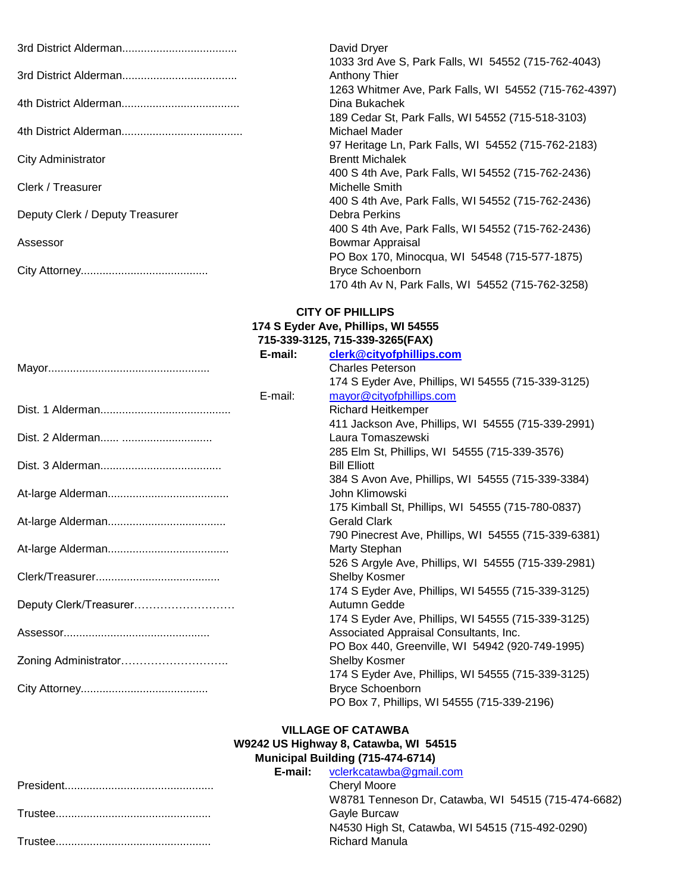3rd District Alderman.................................... David Dryer
1033 3rd Ave S, Park Falls, WI 54552 (715-762-4043)

3rd District Alderman.................................... Anthony Thier
1263 Whitmer Ave, Park Falls, WI 54552 (715-762-4397)

4th District Alderman..................................... Dina Bukachek
189 Cedar St, Park Falls, WI 54552 (715-518-3103)

4th District Alderman...................................... Michael Mader
97 Heritage Ln, Park Falls, WI 54552 (715-762-2183)

City Administrator Brentt Michalek
400 S 4th Ave, Park Falls, WI 54552 (715-762-2436)

Clerk / Treasurer Michelle Smith
400 S 4th Ave, Park Falls, WI 54552 (715-762-2436)

Deputy Clerk / Deputy Treasurer Debra Perkins
400 S 4th Ave, Park Falls, WI 54552 (715-762-2436)

Assessor Bowmar Appraisal
PO Box 170, Minocqua, WI 54548 (715-577-1875)

City Attorney......................................... Bryce Schoenborn
170 4th Av N, Park Falls, WI 54552 (715-762-3258)

**CITY OF PHILLIPS**
**174 S Eyder Ave, Phillips, WI 54555**
**715-339-3125, 715-339-3265(FAX)**
**E-mail:** **clerk@cityofphillips.com**

Mayor................................................... Charles Peterson
174 S Eyder Ave, Phillips, WI 54555 (715-339-3125)
E-mail: mayor@cityofphillips.com

Dist. 1 Alderman.......................................... Richard Heitkemper
411 Jackson Ave, Phillips, WI 54555 (715-339-2991)

Dist. 2 Alderman...... ............................ Laura Tomaszewski
285 Elm St, Phillips, WI 54555 (715-339-3576)

Dist. 3 Alderman...................................... Bill Elliott
384 S Avon Ave, Phillips, WI 54555 (715-339-3384)

At-large Alderman...................................... John Klimowski
175 Kimball St, Phillips, WI 54555 (715-780-0837)

At-large Alderman..................................... Gerald Clark
790 Pinecrest Ave, Phillips, WI 54555 (715-339-6381)

At-large Alderman...................................... Marty Stephan
526 S Argyle Ave, Phillips, WI 54555 (715-339-2981)

Clerk/Treasurer....................................... Shelby Kosmer
174 S Eyder Ave, Phillips, WI 54555 (715-339-3125)

Deputy Clerk/Treasurer……………………… Autumn Gedde
174 S Eyder Ave, Phillips, WI 54555 (715-339-3125)

Assessor.............................................. Associated Appraisal Consultants, Inc.
PO Box 440, Greenville, WI 54942 (920-749-1995)

Zoning Administrator……………………….. Shelby Kosmer
174 S Eyder Ave, Phillips, WI 54555 (715-339-3125)

City Attorney......................................... Bryce Schoenborn
PO Box 7, Phillips, WI 54555 (715-339-2196)

**VILLAGE OF CATAWBA**
**W9242 US Highway 8, Catawba, WI 54515**
**Municipal Building (715-474-6714)**
**E-mail:** vclerkcatawba@gmail.com

President............................................... Cheryl Moore
W8781 Tenneson Dr, Catawba, WI 54515 (715-474-6682)

Trustee................................................. Gayle Burcaw
N4530 High St, Catawba, WI 54515 (715-492-0290)

Trustee................................................. Richard Manula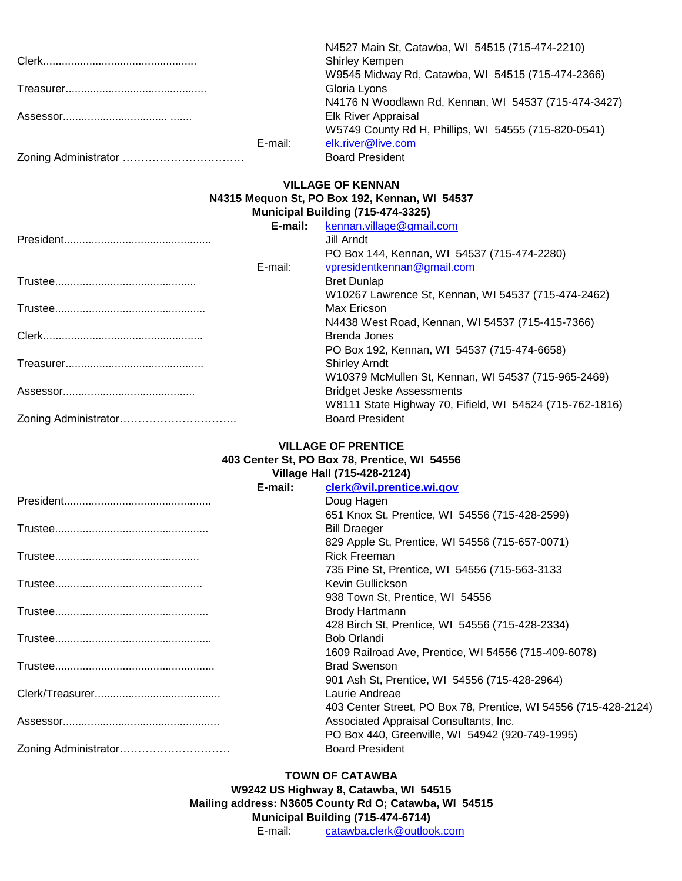| | |
|---|---|
| | N4527 Main St, Catawba, WI 54515 (715-474-2210) |
| Clerk | Shirley Kempen |
| | W9545 Midway Rd, Catawba, WI 54515 (715-474-2366) |
| Treasurer | Gloria Lyons |
| | N4176 N Woodlawn Rd, Kennan, WI 54537 (715-474-3427) |
| Assessor | Elk River Appraisal |
| | W5749 County Rd H, Phillips, WI 54555 (715-820-0541) |
| E-mail: | elk.river@live.com |
| Zoning Administrator | Board President |

**VILLAGE OF KENNAN**
**N4315 Mequon St, PO Box 192, Kennan, WI 54537**
**Municipal Building (715-474-3325)**
**E-mail:** kennan.village@gmail.com

| | |
|---|---|
| President | Jill Arndt |
| | PO Box 144, Kennan, WI 54537 (715-474-2280) |
| E-mail: | vpresidentkennan@gmail.com |
| Trustee | Bret Dunlap |
| | W10267 Lawrence St, Kennan, WI 54537 (715-474-2462) |
| Trustee | Max Ericson |
| | N4438 West Road, Kennan, WI 54537 (715-415-7366) |
| Clerk | Brenda Jones |
| | PO Box 192, Kennan, WI 54537 (715-474-6658) |
| Treasurer | Shirley Arndt |
| | W10379 McMullen St, Kennan, WI 54537 (715-965-2469) |
| Assessor | Bridget Jeske Assessments |
| | W8111 State Highway 70, Fifield, WI 54524 (715-762-1816) |
| Zoning Administrator | Board President |

**VILLAGE OF PRENTICE**
**403 Center St, PO Box 78, Prentice, WI 54556**
**Village Hall (715-428-2124)**
**E-mail:** **clerk@vil.prentice.wi.gov**

| | |
|---|---|
| President | Doug Hagen |
| | 651 Knox St, Prentice, WI 54556 (715-428-2599) |
| Trustee | Bill Draeger |
| | 829 Apple St, Prentice, WI 54556 (715-657-0071) |
| Trustee | Rick Freeman |
| | 735 Pine St, Prentice, WI 54556 (715-563-3133 |
| Trustee | Kevin Gullickson |
| | 938 Town St, Prentice, WI 54556 |
| Trustee | Brody Hartmann |
| | 428 Birch St, Prentice, WI 54556 (715-428-2334) |
| Trustee | Bob Orlandi |
| | 1609 Railroad Ave, Prentice, WI 54556 (715-409-6078) |
| Trustee | Brad Swenson |
| | 901 Ash St, Prentice, WI 54556 (715-428-2964) |
| Clerk/Treasurer | Laurie Andreae |
| | 403 Center Street, PO Box 78, Prentice, WI 54556 (715-428-2124) |
| Assessor | Associated Appraisal Consultants, Inc. |
| | PO Box 440, Greenville, WI 54942 (920-749-1995) |
| Zoning Administrator | Board President |

**TOWN OF CATAWBA**
**W9242 US Highway 8, Catawba, WI 54515**
**Mailing address: N3605 County Rd O; Catawba, WI 54515**
**Municipal Building (715-474-6714)**
E-mail: catawba.clerk@outlook.com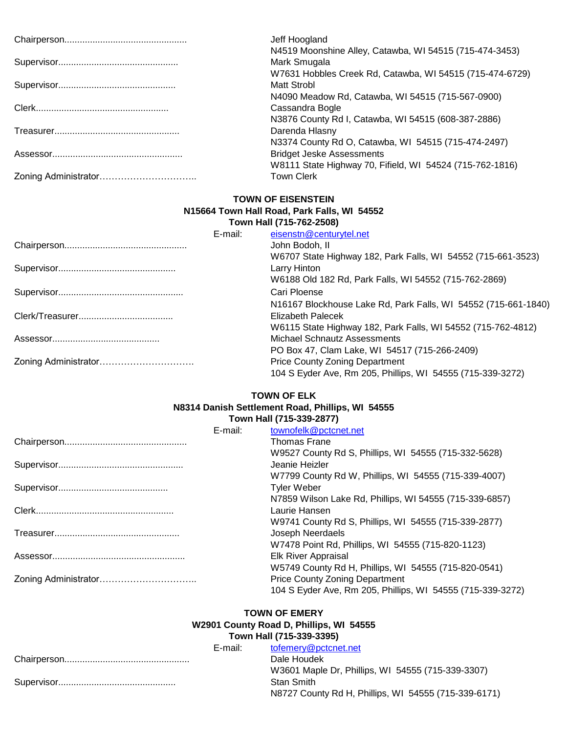Chairperson................................................ Jeff Hoogland
N4519 Moonshine Alley, Catawba, WI 54515 (715-474-3453)

Supervisor.............................................. Mark Smugala
W7631 Hobbles Creek Rd, Catawba, WI 54515 (715-474-6729)

Supervisor.............................................. Matt Strobl
N4090 Meadow Rd, Catawba, WI 54515 (715-567-0900)

Clerk.................................................... Cassandra Bogle
N3876 County Rd I, Catawba, WI 54515 (608-387-2886)

Treasurer................................................ Darenda Hlasny
N3374 County Rd O, Catawba, WI 54515 (715-474-2497)

Assessor.................................................. Bridget Jeske Assessments
W8111 State Highway 70, Fifield, WI 54524 (715-762-1816)

Zoning Administrator………………………….. Town Clerk

**TOWN OF EISENSTEIN**
**N15664 Town Hall Road, Park Falls, WI 54552**
**Town Hall (715-762-2508)**

E-mail: eisenstn@centurytel.net

Chairperson................................................ John Bodoh, II
W6707 State Highway 182, Park Falls, WI 54552 (715-661-3523)

Supervisor.............................................. Larry Hinton
W6188 Old 182 Rd, Park Falls, WI 54552 (715-762-2869)

Supervisor................................................. Cari Ploense
N16167 Blockhouse Lake Rd, Park Falls, WI 54552 (715-661-1840)

Clerk/Treasurer..................................... Elizabeth Palecek
W6115 State Highway 182, Park Falls, WI 54552 (715-762-4812)

Assessor.......................................... Michael Schnautz Assessments
PO Box 47, Clam Lake, WI 54517 (715-266-2409)

Zoning Administrator…………………………. Price County Zoning Department
104 S Eyder Ave, Rm 205, Phillips, WI 54555 (715-339-3272)

**TOWN OF ELK**
**N8314 Danish Settlement Road, Phillips, WI 54555**
**Town Hall (715-339-2877)**

E-mail: townofelk@pctcnet.net

Chairperson................................................ Thomas Frane
W9527 County Rd S, Phillips, WI 54555 (715-332-5628)

Supervisor................................................. Jeanie Heizler
W7799 County Rd W, Phillips, WI 54555 (715-339-4007)

Supervisor........................................... Tyler Weber
N7859 Wilson Lake Rd, Phillips, WI 54555 (715-339-6857)

Clerk...................................................... Laurie Hansen
W9741 County Rd S, Phillips, WI 54555 (715-339-2877)

Treasurer................................................ Joseph Neerdaels
W7478 Point Rd, Phillips, WI 54555 (715-820-1123)

Assessor.................................................... Elk River Appraisal
W5749 County Rd H, Phillips, WI 54555 (715-820-0541)

Zoning Administrator………………………….. Price County Zoning Department
104 S Eyder Ave, Rm 205, Phillips, WI 54555 (715-339-3272)

**TOWN OF EMERY**
**W2901 County Road D, Phillips, WI 54555**
**Town Hall (715-339-3395)**

E-mail: tofemery@pctcnet.net

Chairperson................................................ Dale Houdek
W3601 Maple Dr, Phillips, WI 54555 (715-339-3307)

Supervisor.............................................. Stan Smith
N8727 County Rd H, Phillips, WI 54555 (715-339-6171)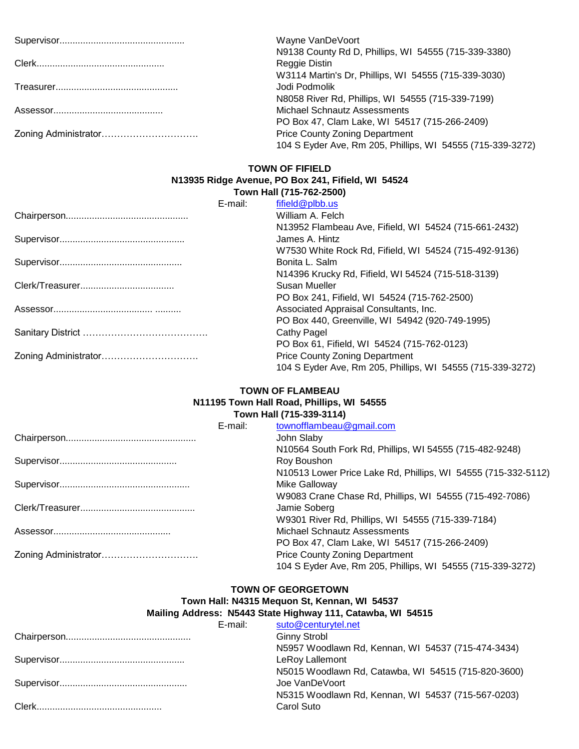Supervisor................................................ Wayne VanDeVoort
N9138 County Rd D, Phillips, WI 54555 (715-339-3380)

Clerk................................................ Reggie Distin
W3114 Martin's Dr, Phillips, WI 54555 (715-339-3030)

Treasurer............................................... Jodi Podmolik
N8058 River Rd, Phillips, WI 54555 (715-339-7199)

Assessor......................................... Michael Schnautz Assessments
PO Box 47, Clam Lake, WI 54517 (715-266-2409)

Zoning Administrator…………………………. Price County Zoning Department
104 S Eyder Ave, Rm 205, Phillips, WI 54555 (715-339-3272)

**TOWN OF FIFIELD**
**N13935 Ridge Avenue, PO Box 241, Fifield, WI 54524**
**Town Hall (715-762-2500)**

E-mail: fifield@plbb.us

Chairperson.............................................. William A. Felch
N13952 Flambeau Ave, Fifield, WI 54524 (715-661-2432)

Supervisor................................................ James A. Hintz
W7530 White Rock Rd, Fifield, WI 54524 (715-492-9136)

Supervisor............................................... Bonita L. Salm
N14396 Krucky Rd, Fifield, WI 54524 (715-518-3139)

Clerk/Treasurer.................................... Susan Mueller
PO Box 241, Fifield, WI 54524 (715-762-2500)

Assessor.................................... .......... Associated Appraisal Consultants, Inc.
PO Box 440, Greenville, WI 54942 (920-749-1995)

Sanitary District …………………………………. Cathy Pagel
PO Box 61, Fifield, WI 54524 (715-762-0123)

Zoning Administrator…………………………. Price County Zoning Department
104 S Eyder Ave, Rm 205, Phillips, WI 54555 (715-339-3272)

**TOWN OF FLAMBEAU**
**N11195 Town Hall Road, Phillips, WI 54555**
**Town Hall (715-339-3114)**

E-mail: townofflambeau@gmail.com

Chairperson................................................. John Slaby
N10564 South Fork Rd, Phillips, WI 54555 (715-482-9248)

Supervisor............................................ Roy Boushon
N10513 Lower Price Lake Rd, Phillips, WI 54555 (715-332-5112)

Supervisor................................................. Mike Galloway
W9083 Crane Chase Rd, Phillips, WI 54555 (715-492-7086)

Clerk/Treasurer........................................... Jamie Soberg
W9301 River Rd, Phillips, WI 54555 (715-339-7184)

Assessor............................................ Michael Schnautz Assessments
PO Box 47, Clam Lake, WI 54517 (715-266-2409)

Zoning Administrator…………………………. Price County Zoning Department
104 S Eyder Ave, Rm 205, Phillips, WI 54555 (715-339-3272)

**TOWN OF GEORGETOWN**
**Town Hall: N4315 Mequon St, Kennan, WI 54537**
**Mailing Address: N5443 State Highway 111, Catawba, WI 54515**

E-mail: suto@centurytel.net

Chairperson............................................... Ginny Strobl
N5957 Woodlawn Rd, Kennan, WI 54537 (715-474-3434)

Supervisor............................................... LeRoy Lallemont
N5015 Woodlawn Rd, Catawba, WI 54515 (715-820-3600)

Supervisor................................................ Joe VanDeVoort
N5315 Woodlawn Rd, Kennan, WI 54537 (715-567-0203)

Clerk............................................... Carol Suto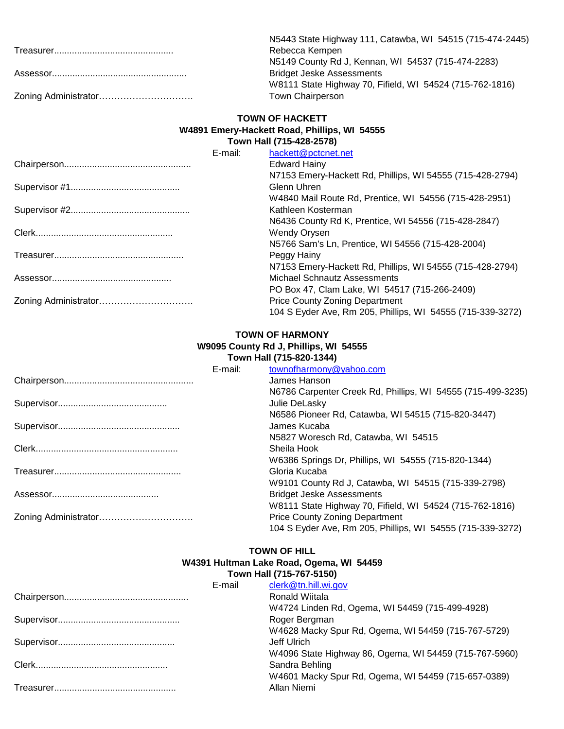| | |
|---|---|
| | N5443 State Highway 111, Catawba, WI  54515 (715-474-2445) |
| Treasurer............................................... | Rebecca Kempen<br>N5149 County Rd J, Kennan, WI  54537 (715-474-2283) |
| Assessor..................................................... | Bridget Jeske Assessments<br>W8111 State Highway 70, Fifield, WI  54524 (715-762-1816) |
| Zoning Administrator…………………………. | Town Chairperson |

## TOWN OF HACKETT
**W4891 Emery-Hackett Road, Phillips, WI  54555**
**Town Hall (715-428-2578)**

| | |
|---|---|
| E-mail: | hackett@pctcnet.net |
| Chairperson.................................................. | Edward Hainy<br>N7153 Emery-Hackett Rd, Phillips, WI 54555 (715-428-2794) |
| Supervisor #1........................................... | Glenn Uhren<br>W4840 Mail Route Rd, Prentice, WI  54556 (715-428-2951) |
| Supervisor #2............................................... | Kathleen Kosterman<br>N6436 County Rd K, Prentice, WI 54556 (715-428-2847) |
| Clerk...................................................... | Wendy Orysen<br>N5766 Sam's Ln, Prentice, WI 54556 (715-428-2004) |
| Treasurer................................................... | Peggy Hainy<br>N7153 Emery-Hackett Rd, Phillips, WI 54555 (715-428-2794) |
| Assessor............................................... | Michael Schnautz Assessments<br>PO Box 47, Clam Lake, WI  54517 (715-266-2409) |
| Zoning Administrator…………………………. | Price County Zoning Department<br>104 S Eyder Ave, Rm 205, Phillips, WI  54555 (715-339-3272) |

## TOWN OF HARMONY
**W9095 County Rd J, Phillips, WI  54555**
**Town Hall (715-820-1344)**

| | |
|---|---|
| E-mail: | townofharmony@yahoo.com |
| Chairperson................................................... | James Hanson<br>N6786 Carpenter Creek Rd, Phillips, WI  54555 (715-499-3235) |
| Supervisor........................................... | Julie DeLasky<br>N6586 Pioneer Rd, Catawba, WI 54515 (715-820-3447) |
| Supervisor................................................ | James Kucaba<br>N5827 Woresch Rd, Catawba, WI  54515 |
| Clerk........................................................ | Sheila Hook<br>W6386 Springs Dr, Phillips, WI  54555 (715-820-1344) |
| Treasurer.................................................. | Gloria Kucaba<br>W9101 County Rd J, Catawba, WI  54515 (715-339-2798) |
| Assessor.......................................... | Bridget Jeske Assessments<br>W8111 State Highway 70, Fifield, WI  54524 (715-762-1816) |
| Zoning Administrator…………………………. | Price County Zoning Department<br>104 S Eyder Ave, Rm 205, Phillips, WI  54555 (715-339-3272) |

## TOWN OF HILL
**W4391 Hultman Lake Road, Ogema, WI  54459**
**Town Hall (715-767-5150)**

| | |
|---|---|
| E-mail | clerk@tn.hill.wi.gov |
| Chairperson................................................. | Ronald Wiitala<br>W4724 Linden Rd, Ogema, WI 54459 (715-499-4928) |
| Supervisor................................................ | Roger Bergman<br>W4628 Macky Spur Rd, Ogema, WI 54459 (715-767-5729) |
| Supervisor.............................................. | Jeff Ulrich<br>W4096 State Highway 86, Ogema, WI 54459 (715-767-5960) |
| Clerk.................................................... | Sandra Behling<br>W4601 Macky Spur Rd, Ogema, WI 54459 (715-657-0389) |
| Treasurer................................................ | Allan Niemi |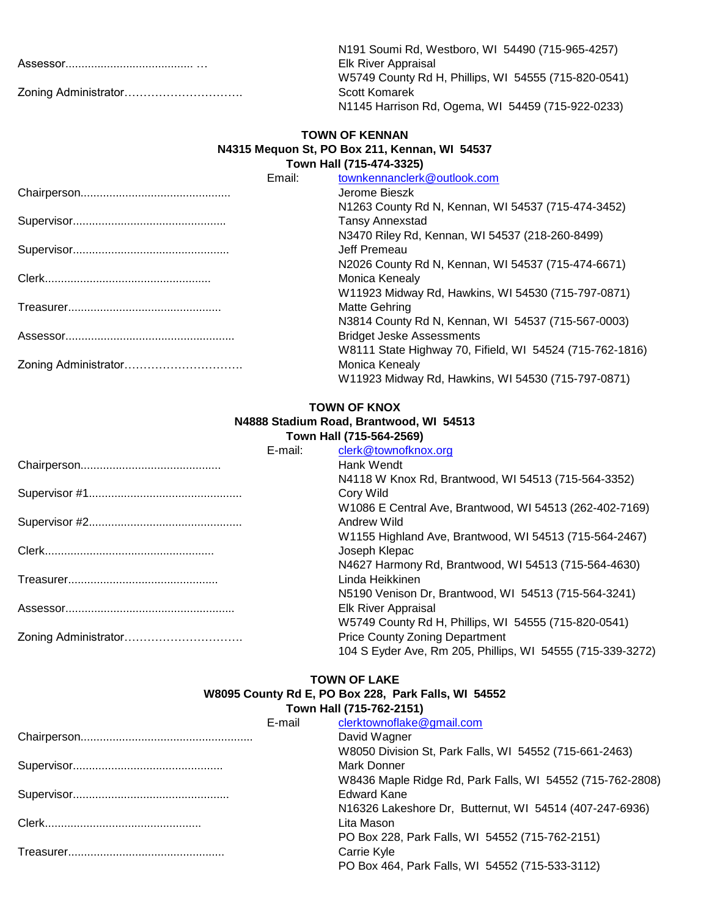N191 Soumi Rd, Westboro, WI  54490 (715-965-4257)

Assessor........................................ …  Elk River Appraisal
W5749 County Rd H, Phillips, WI  54555 (715-820-0541)

Zoning Administrator………………………….  Scott Komarek
N1145 Harrison Rd, Ogema, WI  54459 (715-922-0233)

**TOWN OF KENNAN**
**N4315 Mequon St, PO Box 211, Kennan, WI  54537**
**Town Hall (715-474-3325)**

Email: townkennanclerk@outlook.com

Chairperson..............................................  Jerome Bieszk
N1263 County Rd N, Kennan, WI 54537 (715-474-3452)

Supervisor...............................................  Tansy Annexstad
N3470 Riley Rd, Kennan, WI 54537 (218-260-8499)

Supervisor................................................  Jeff Premeau
N2026 County Rd N, Kennan, WI 54537 (715-474-6671)

Clerk...................................................  Monica Kenealy
W11923 Midway Rd, Hawkins, WI 54530 (715-797-0871)

Treasurer...............................................  Matte Gehring
N3814 County Rd N, Kennan, WI  54537 (715-567-0003)

Assessor....................................................  Bridget Jeske Assessments
W8111 State Highway 70, Fifield, WI  54524 (715-762-1816)

Zoning Administrator………………………….  Monica Kenealy
W11923 Midway Rd, Hawkins, WI 54530 (715-797-0871)

**TOWN OF KNOX**
**N4888 Stadium Road, Brantwood, WI  54513**
**Town Hall (715-564-2569)**

E-mail: clerk@townofknox.org

Chairperson...........................................  Hank Wendt
N4118 W Knox Rd, Brantwood, WI 54513 (715-564-3352)

Supervisor #1...............................................  Cory Wild
W1086 E Central Ave, Brantwood, WI 54513 (262-402-7169)

Supervisor #2...............................................  Andrew Wild
W1155 Highland Ave, Brantwood, WI 54513 (715-564-2467)

Clerk....................................................  Joseph Klepac
N4627 Harmony Rd, Brantwood, WI 54513 (715-564-4630)

Treasurer..............................................  Linda Heikkinen
N5190 Venison Dr, Brantwood, WI  54513 (715-564-3241)

Assessor....................................................  Elk River Appraisal
W5749 County Rd H, Phillips, WI  54555 (715-820-0541)

Zoning Administrator………………………….  Price County Zoning Department
104 S Eyder Ave, Rm 205, Phillips, WI  54555 (715-339-3272)

**TOWN OF LAKE**
**W8095 County Rd E, PO Box 228,  Park Falls, WI  54552**
**Town Hall (715-762-2151)**

E-mail clerktownoflake@gmail.com

Chairperson.....................................................  David Wagner
W8050 Division St, Park Falls, WI  54552 (715-661-2463)

Supervisor..............................................  Mark Donner
W8436 Maple Ridge Rd, Park Falls, WI  54552 (715-762-2808)

Supervisor................................................  Edward Kane
N16326 Lakeshore Dr,  Butternut, WI  54514 (407-247-6936)

Clerk................................................  Lita Mason
PO Box 228, Park Falls, WI  54552 (715-762-2151)

Treasurer................................................  Carrie Kyle
PO Box 464, Park Falls, WI  54552 (715-533-3112)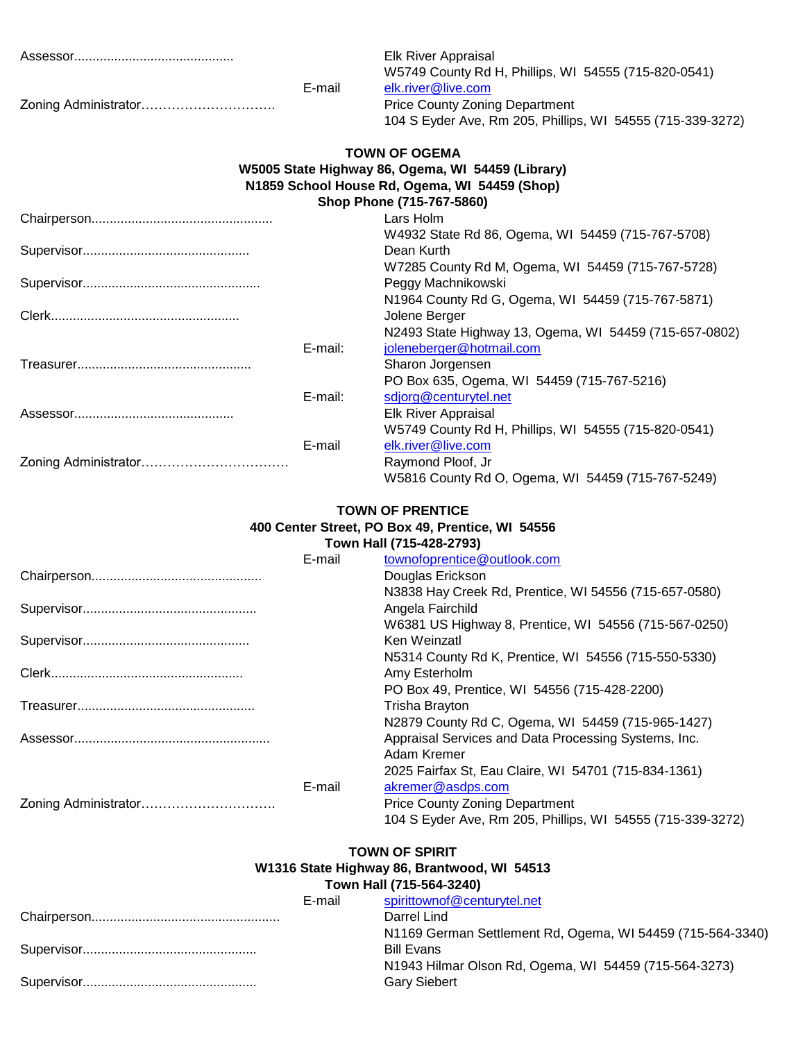Assessor........................................... Elk River Appraisal
W5749 County Rd H, Phillips, WI 54555 (715-820-0541)
E-mail elk.river@live.com

Zoning Administrator…………………………. Price County Zoning Department
104 S Eyder Ave, Rm 205, Phillips, WI 54555 (715-339-3272)

## TOWN OF OGEMA

**W5005 State Highway 86, Ogema, WI 54459 (Library)**
**N1859 School House Rd, Ogema, WI 54459 (Shop)**
**Shop Phone (715-767-5860)**

Chairperson................................................. Lars Holm
W4932 State Rd 86, Ogema, WI 54459 (715-767-5708)

Supervisor............................................. Dean Kurth
W7285 County Rd M, Ogema, WI 54459 (715-767-5728)

Supervisor................................................ Peggy Machnikowski
N1964 County Rd G, Ogema, WI 54459 (715-767-5871)

Clerk.................................................... Jolene Berger
N2493 State Highway 13, Ogema, WI 54459 (715-657-0802)
E-mail: joleneberger@hotmail.com

Treasurer................................................ Sharon Jorgensen
PO Box 635, Ogema, WI 54459 (715-767-5216)
E-mail: sdjorg@centurytel.net

Assessor........................................... Elk River Appraisal
W5749 County Rd H, Phillips, WI 54555 (715-820-0541)
E-mail elk.river@live.com

Zoning Administrator……………………………. Raymond Ploof, Jr
W5816 County Rd O, Ogema, WI 54459 (715-767-5249)

## TOWN OF PRENTICE

**400 Center Street, PO Box 49, Prentice, WI 54556**
**Town Hall (715-428-2793)**
E-mail townofprentice@outlook.com

Chairperson.............................................. Douglas Erickson
N3838 Hay Creek Rd, Prentice, WI 54556 (715-657-0580)

Supervisor............................................... Angela Fairchild
W6381 US Highway 8, Prentice, WI 54556 (715-567-0250)

Supervisor............................................. Ken Weinzatl
N5314 County Rd K, Prentice, WI 54556 (715-550-5330)

Clerk..................................................... Amy Esterholm
PO Box 49, Prentice, WI 54556 (715-428-2200)

Treasurer................................................ Trisha Brayton
N2879 County Rd C, Ogema, WI 54459 (715-965-1427)

Assessor..................................................... Appraisal Services and Data Processing Systems, Inc.
Adam Kremer
2025 Fairfax St, Eau Claire, WI 54701 (715-834-1361)
E-mail akremer@asdps.com

Zoning Administrator…………………………. Price County Zoning Department
104 S Eyder Ave, Rm 205, Phillips, WI 54555 (715-339-3272)

## TOWN OF SPIRIT

**W1316 State Highway 86, Brantwood, WI 54513**
**Town Hall (715-564-3240)**
E-mail spirittownof@centurytel.net

Chairperson................................................... Darrel Lind
N1169 German Settlement Rd, Ogema, WI 54459 (715-564-3340)

Supervisor............................................... Bill Evans
N1943 Hilmar Olson Rd, Ogema, WI 54459 (715-564-3273)

Supervisor............................................... Gary Siebert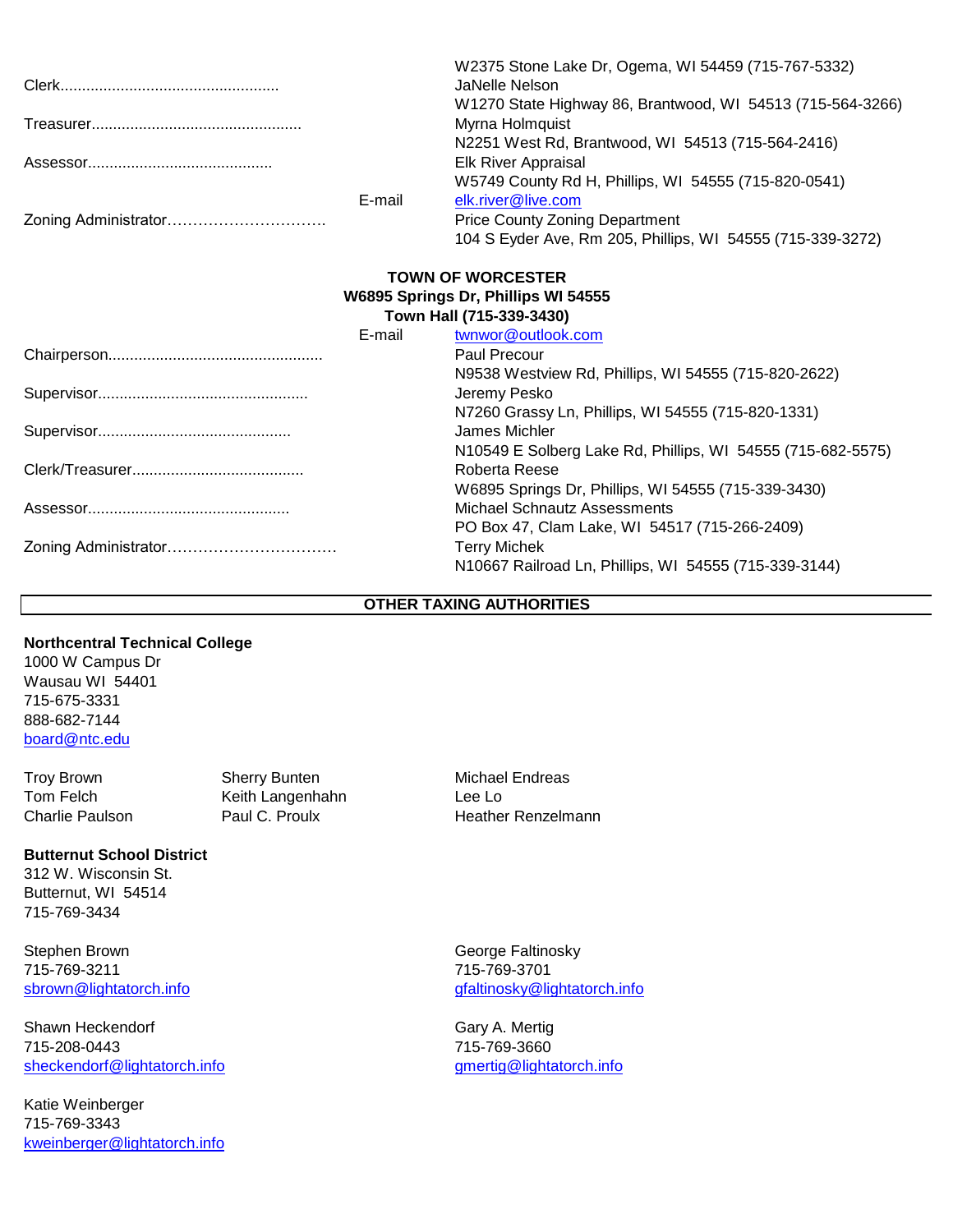| | | |
|---|---|---|
| | | W2375 Stone Lake Dr, Ogema, WI 54459 (715-767-5332) |
| Clerk................................................... | | JaNelle Nelson |
| | | W1270 State Highway 86, Brantwood, WI 54513 (715-564-3266) |
| Treasurer................................................. | | Myrna Holmquist |
| | | N2251 West Rd, Brantwood, WI 54513 (715-564-2416) |
| Assessor........................................... | | Elk River Appraisal |
| | | W5749 County Rd H, Phillips, WI 54555 (715-820-0541) |
| | E-mail | elk.river@live.com |
| Zoning Administrator…………………………. | | Price County Zoning Department |
| | | 104 S Eyder Ave, Rm 205, Phillips, WI 54555 (715-339-3272) |

**TOWN OF WORCESTER**
**W6895 Springs Dr, Phillips WI 54555**
**Town Hall (715-339-3430)**

| | | |
|---|---|---|
| | E-mail | twnwor@outlook.com |
| Chairperson.................................................. | | Paul Precour |
| | | N9538 Westview Rd, Phillips, WI 54555 (715-820-2622) |
| Supervisor................................................. | | Jeremy Pesko |
| | | N7260 Grassy Ln, Phillips, WI 54555 (715-820-1331) |
| Supervisor............................................. | | James Michler |
| | | N10549 E Solberg Lake Rd, Phillips, WI 54555 (715-682-5575) |
| Clerk/Treasurer......................................... | | Roberta Reese |
| | | W6895 Springs Dr, Phillips, WI 54555 (715-339-3430) |
| Assessor............................................... | | Michael Schnautz Assessments |
| | | PO Box 47, Clam Lake, WI 54517 (715-266-2409) |
| Zoning Administrator…………………………… | | Terry Michek |
| | | N10667 Railroad Ln, Phillips, WI 54555 (715-339-3144) |

## OTHER TAXING AUTHORITIES

**Northcentral Technical College**
1000 W Campus Dr
Wausau WI 54401
715-675-3331
888-682-7144
board@ntc.edu

| | | |
|---|---|---|
| Troy Brown | Sherry Bunten | Michael Endreas |
| Tom Felch | Keith Langenhahn | Lee Lo |
| Charlie Paulson | Paul C. Proulx | Heather Renzelmann |

**Butternut School District**
312 W. Wisconsin St.
Butternut, WI 54514
715-769-3434

Stephen Brown
715-769-3211
sbrown@lightatorch.info

George Faltinosky
715-769-3701
gfaltinosky@lightatorch.info

Shawn Heckendorf
715-208-0443
sheckendorf@lightatorch.info

Gary A. Mertig
715-769-3660
gmertig@lightatorch.info

Katie Weinberger
715-769-3343
kweinberger@lightatorch.info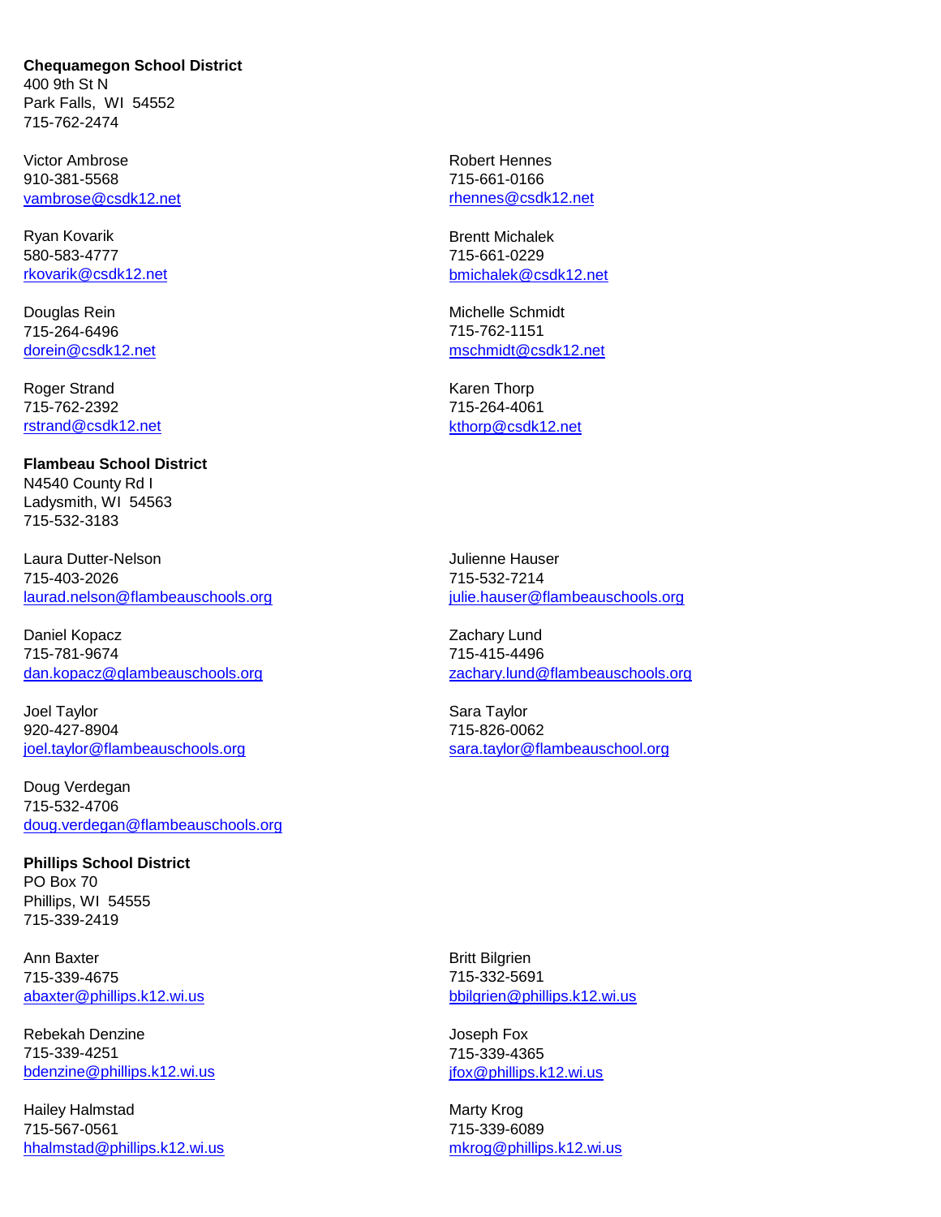**Chequamegon School District**
400 9th St N
Park Falls, WI 54552
715-762-2474

Victor Ambrose
910-381-5568
vambrose@csdk12.net

Robert Hennes
715-661-0166
rhennes@csdk12.net

Ryan Kovarik
580-583-4777
rkovarik@csdk12.net

Brentt Michalek
715-661-0229
bmichalek@csdk12.net

Douglas Rein
715-264-6496
dorein@csdk12.net

Michelle Schmidt
715-762-1151
mschmidt@csdk12.net

Roger Strand
715-762-2392
rstrand@csdk12.net

Karen Thorp
715-264-4061
kthorp@csdk12.net

**Flambeau School District**
N4540 County Rd I
Ladysmith, WI 54563
715-532-3183

Laura Dutter-Nelson
715-403-2026
laurad.nelson@flambeauschools.org

Julienne Hauser
715-532-7214
julie.hauser@flambeauschools.org

Daniel Kopacz
715-781-9674
dan.kopacz@glambeauschools.org

Zachary Lund
715-415-4496
zachary.lund@flambeauschools.org

Joel Taylor
920-427-8904
joel.taylor@flambeauschools.org

Sara Taylor
715-826-0062
sara.taylor@flambeauschool.org

Doug Verdegan
715-532-4706
doug.verdegan@flambeauschools.org

**Phillips School District**
PO Box 70
Phillips, WI 54555
715-339-2419

Ann Baxter
715-339-4675
abaxter@phillips.k12.wi.us

Britt Bilgrien
715-332-5691
bbilgrien@phillips.k12.wi.us

Rebekah Denzine
715-339-4251
bdenzine@phillips.k12.wi.us

Joseph Fox
715-339-4365
jfox@phillips.k12.wi.us

Hailey Halmstad
715-567-0561
hhalmstad@phillips.k12.wi.us

Marty Krog
715-339-6089
mkrog@phillips.k12.wi.us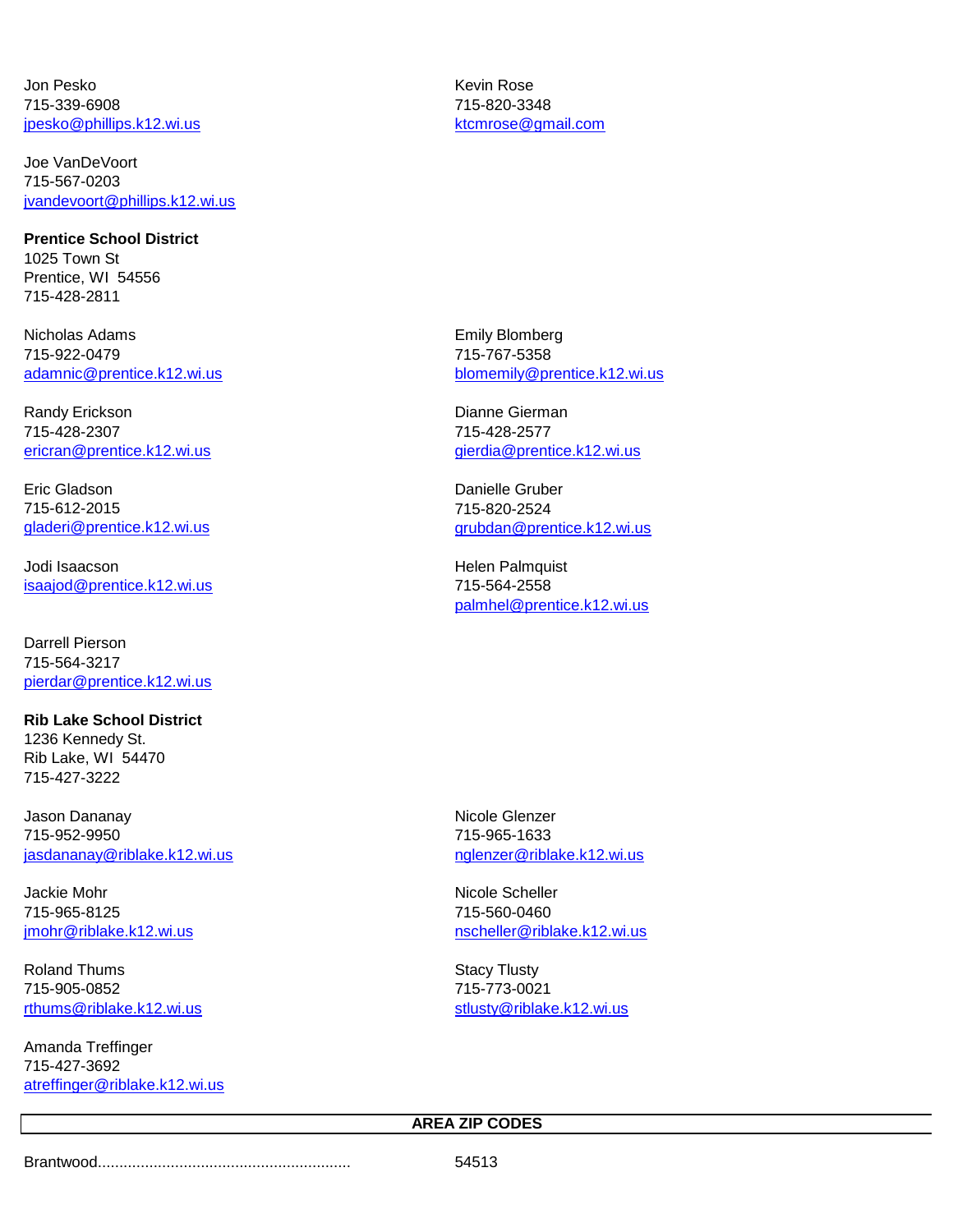Jon Pesko
715-339-6908
jpesko@phillips.k12.wi.us

Kevin Rose
715-820-3348
ktcmrose@gmail.com

Joe VanDeVoort
715-567-0203
jvandevoort@phillips.k12.wi.us

**Prentice School District**
1025 Town St
Prentice, WI  54556
715-428-2811

Nicholas Adams
715-922-0479
adamnic@prentice.k12.wi.us

Emily Blomberg
715-767-5358
blomemily@prentice.k12.wi.us

Randy Erickson
715-428-2307
ericran@prentice.k12.wi.us

Dianne Gierman
715-428-2577
gierdia@prentice.k12.wi.us

Eric Gladson
715-612-2015
gladeri@prentice.k12.wi.us

Danielle Gruber
715-820-2524
grubdan@prentice.k12.wi.us

Jodi Isaacson
isaajod@prentice.k12.wi.us

Helen Palmquist
715-564-2558
palmhel@prentice.k12.wi.us

Darrell Pierson
715-564-3217
pierdar@prentice.k12.wi.us

**Rib Lake School District**
1236 Kennedy St.
Rib Lake, WI  54470
715-427-3222

Jason Dananay
715-952-9950
jasdananay@riblake.k12.wi.us

Nicole Glenzer
715-965-1633
nglenzer@riblake.k12.wi.us

Jackie Mohr
715-965-8125
jmohr@riblake.k12.wi.us

Nicole Scheller
715-560-0460
nscheller@riblake.k12.wi.us

Roland Thums
715-905-0852
rthums@riblake.k12.wi.us

Stacy Tlusty
715-773-0021
stlusty@riblake.k12.wi.us

Amanda Treffinger
715-427-3692
atreffinger@riblake.k12.wi.us

## AREA ZIP CODES

Brantwood........................................................... 54513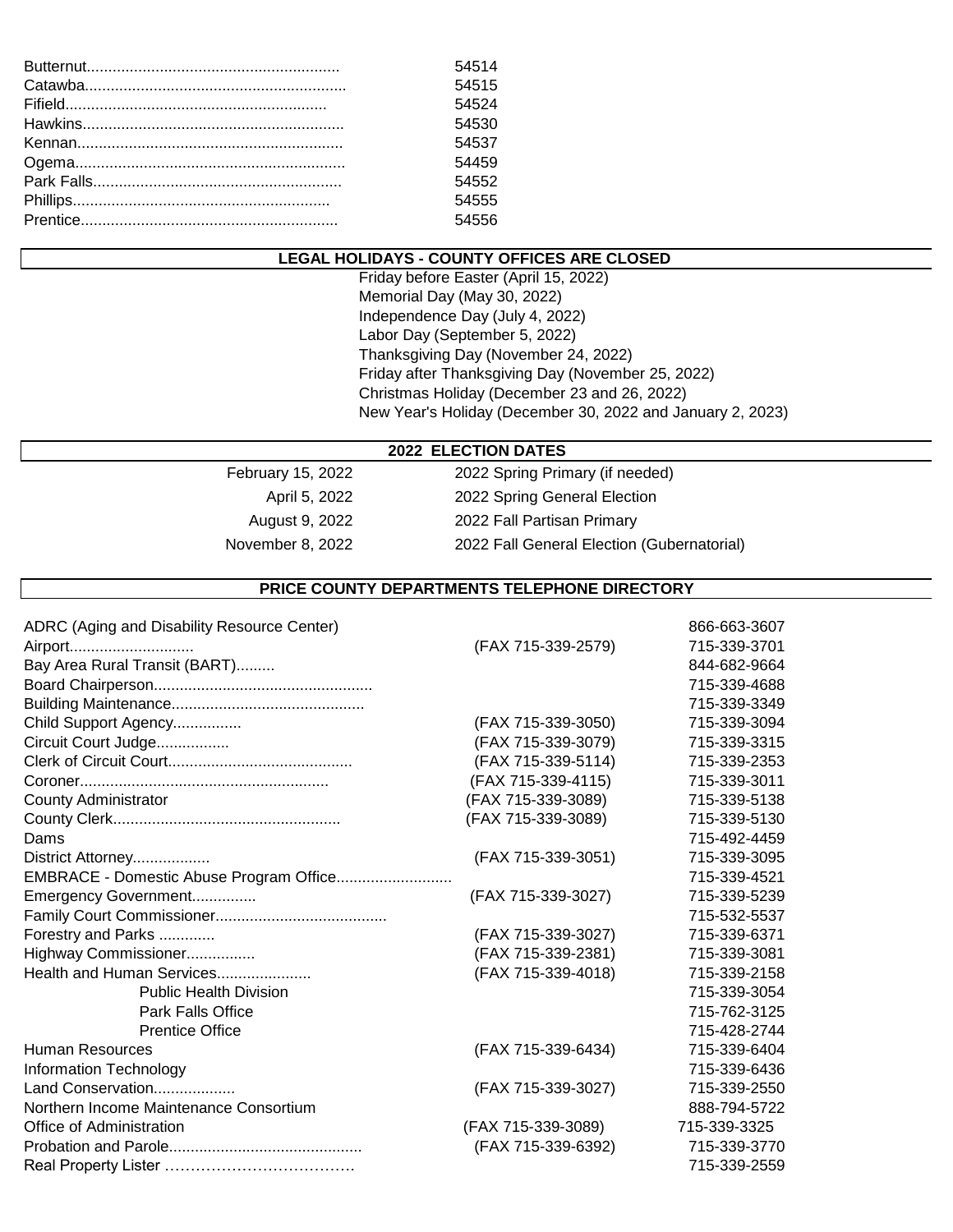| | |
|---|---|
| Butternut | 54514 |
| Catawba | 54515 |
| Fifield | 54524 |
| Hawkins | 54530 |
| Kennan | 54537 |
| Ogema | 54459 |
| Park Falls | 54552 |
| Phillips | 54555 |
| Prentice | 54556 |

## LEGAL HOLIDAYS - COUNTY OFFICES ARE CLOSED

Friday before Easter (April 15, 2022)
Memorial Day (May 30, 2022)
Independence Day (July 4, 2022)
Labor Day (September 5, 2022)
Thanksgiving Day (November 24, 2022)
Friday after Thanksgiving Day (November 25, 2022)
Christmas Holiday (December 23 and 26, 2022)
New Year's Holiday (December 30, 2022 and January 2, 2023)

## 2022 ELECTION DATES

| | |
|---|---|
| February 15, 2022 | 2022 Spring Primary (if needed) |
| April 5, 2022 | 2022 Spring General Election |
| August 9, 2022 | 2022 Fall Partisan Primary |
| November 8, 2022 | 2022 Fall General Election (Gubernatorial) |

## PRICE COUNTY DEPARTMENTS TELEPHONE DIRECTORY

| Department | Fax | Telephone |
|---|---|---|
| ADRC (Aging and Disability Resource Center) | | 866-663-3607 |
| Airport | (FAX 715-339-2579) | 715-339-3701 |
| Bay Area Rural Transit (BART) | | 844-682-9664 |
| Board Chairperson | | 715-339-4688 |
| Building Maintenance | | 715-339-3349 |
| Child Support Agency | (FAX 715-339-3050) | 715-339-3094 |
| Circuit Court Judge | (FAX 715-339-3079) | 715-339-3315 |
| Clerk of Circuit Court | (FAX 715-339-5114) | 715-339-2353 |
| Coroner | (FAX 715-339-4115) | 715-339-3011 |
| County Administrator | (FAX 715-339-3089) | 715-339-5138 |
| County Clerk | (FAX 715-339-3089) | 715-339-5130 |
| Dams | | 715-492-4459 |
| District Attorney | (FAX 715-339-3051) | 715-339-3095 |
| EMBRACE - Domestic Abuse Program Office | | 715-339-4521 |
| Emergency Government | (FAX 715-339-3027) | 715-339-5239 |
| Family Court Commissioner | | 715-532-5537 |
| Forestry and Parks | (FAX 715-339-3027) | 715-339-6371 |
| Highway Commissioner | (FAX 715-339-2381) | 715-339-3081 |
| Health and Human Services | (FAX 715-339-4018) | 715-339-2158 |
| Public Health Division | | 715-339-3054 |
| Park Falls Office | | 715-762-3125 |
| Prentice Office | | 715-428-2744 |
| Human Resources | (FAX 715-339-6434) | 715-339-6404 |
| Information Technology | | 715-339-6436 |
| Land Conservation | (FAX 715-339-3027) | 715-339-2550 |
| Northern Income Maintenance Consortium | | 888-794-5722 |
| Office of Administration | (FAX 715-339-3089) | 715-339-3325 |
| Probation and Parole | (FAX 715-339-6392) | 715-339-3770 |
| Real Property Lister | | 715-339-2559 |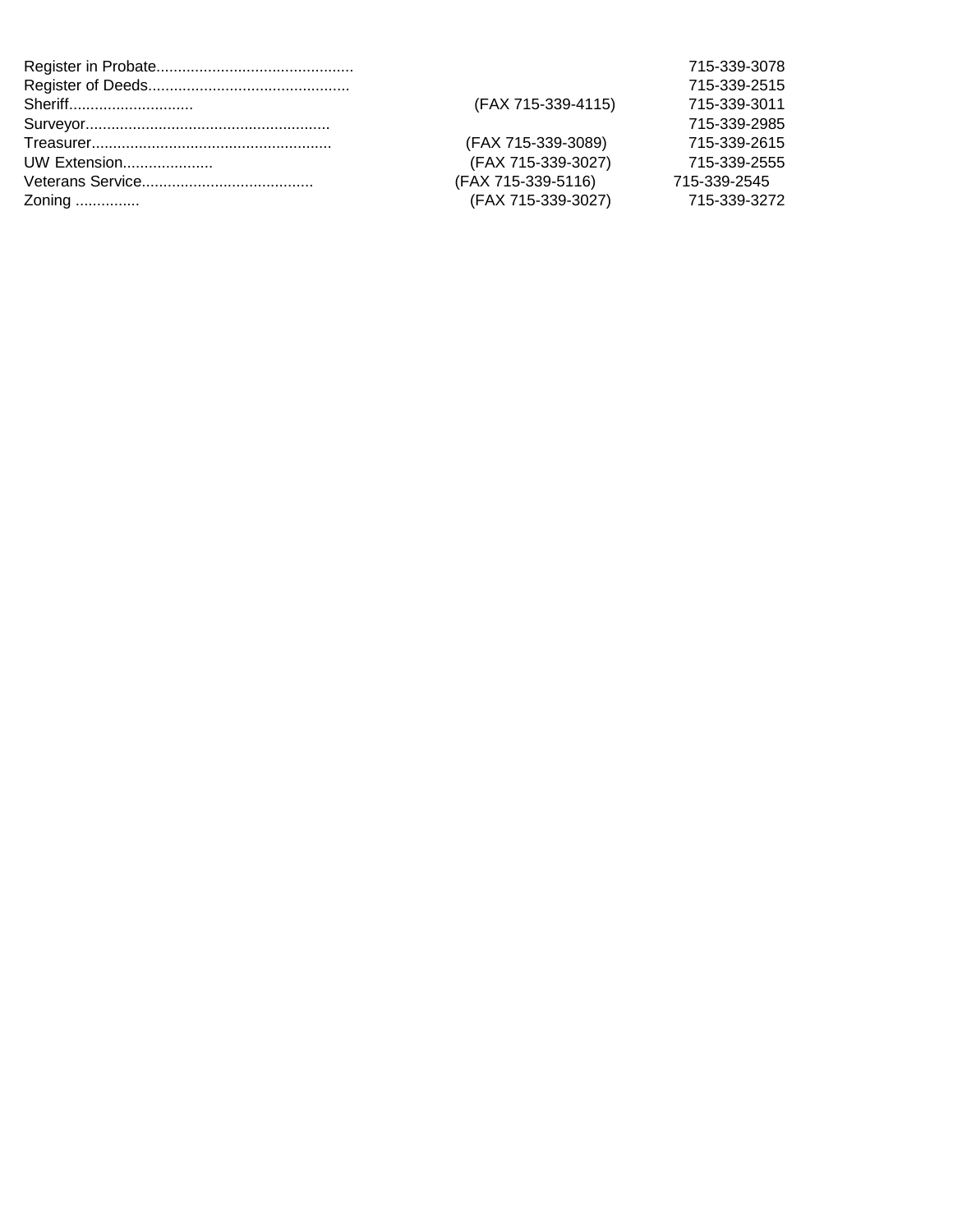| | | |
|---|---|---|
| Register in Probate............................................. | | 715-339-3078 |
| Register of Deeds............................................... | | 715-339-2515 |
| Sheriff............................ | (FAX 715-339-4115) | 715-339-3011 |
| Surveyor......................................................... | | 715-339-2985 |
| Treasurer........................................................ | (FAX 715-339-3089) | 715-339-2615 |
| UW Extension.................... | (FAX 715-339-3027) | 715-339-2555 |
| Veterans Service....................................... | (FAX 715-339-5116) | 715-339-2545 |
| Zoning ............... | (FAX 715-339-3027) | 715-339-3272 |